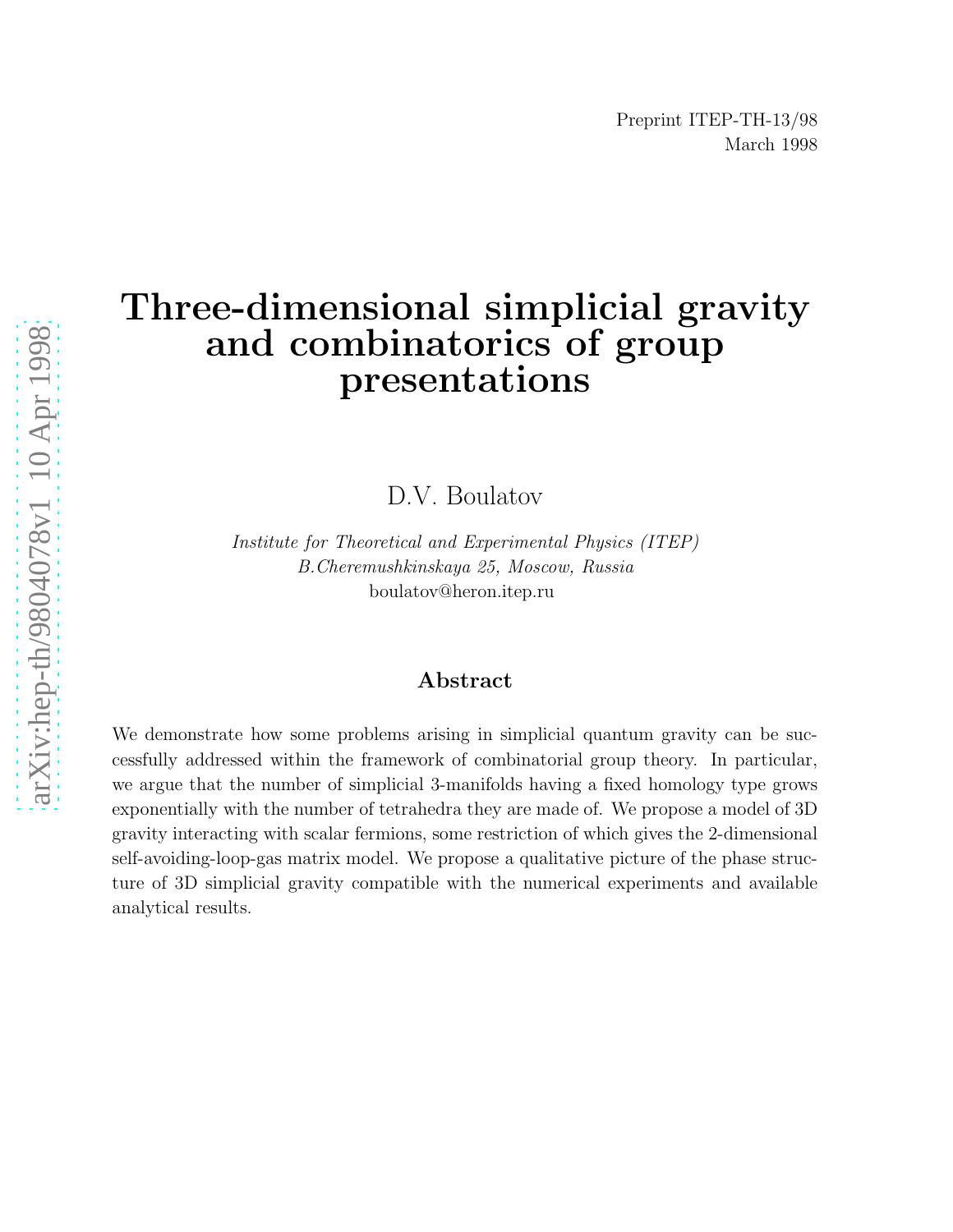Preprint ITEP-TH-13/98
March 1998

# Three-dimensional simplicial gravity and combinatorics of group presentations

D.V. Boulatov

*Institute for Theoretical and Experimental Physics (ITEP)*
*B.Cheremushkinskaya 25, Moscow, Russia*
boulatov@heron.itep.ru

## Abstract

We demonstrate how some problems arising in simplicial quantum gravity can be successfully addressed within the framework of combinatorial group theory. In particular, we argue that the number of simplicial 3-manifolds having a fixed homology type grows exponentially with the number of tetrahedra they are made of. We propose a model of 3D gravity interacting with scalar fermions, some restriction of which gives the 2-dimensional self-avoiding-loop-gas matrix model. We propose a qualitative picture of the phase structure of 3D simplicial gravity compatible with the numerical experiments and available analytical results.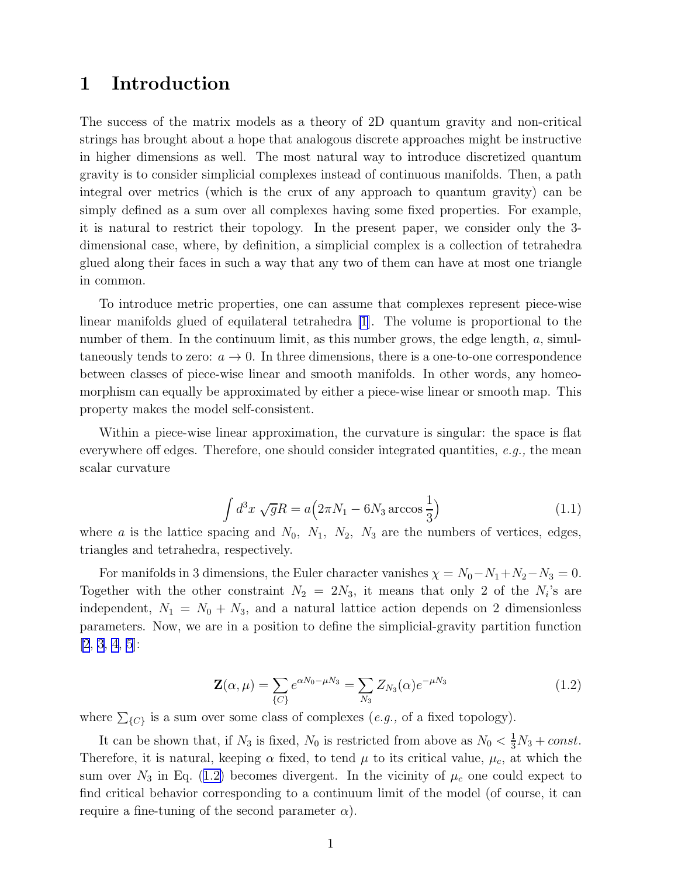# 1 Introduction

The success of the matrix models as a theory of 2D quantum gravity and non-critical strings has brought about a hope that analogous discrete approaches might be instructive in higher dimensions as well. The most natural way to introduce discretized quantum gravity is to consider simplicial complexes instead of continuous manifolds. Then, a path integral over metrics (which is the crux of any approach to quantum gravity) can be simply defined as a sum over all complexes having some fixed properties. For example, it is natural to restrict their topology. In the present paper, we consider only the 3-dimensional case, where, by definition, a simplicial complex is a collection of tetrahedra glued along their faces in such a way that any two of them can have at most one triangle in common.

To introduce metric properties, one can assume that complexes represent piece-wise linear manifolds glued of equilateral tetrahedra [1]. The volume is proportional to the number of them. In the continuum limit, as this number grows, the edge length, $a$, simultaneously tends to zero: $a \to 0$. In three dimensions, there is a one-to-one correspondence between classes of piece-wise linear and smooth manifolds. In other words, any homeomorphism can equally be approximated by either a piece-wise linear or smooth map. This property makes the model self-consistent.

Within a piece-wise linear approximation, the curvature is singular: the space is flat everywhere off edges. Therefore, one should consider integrated quantities, *e.g.,* the mean scalar curvature

$$\int d^3x\ \sqrt{g}R = a\Big(2\pi N_1 - 6N_3 \arccos\frac{1}{3}\Big) \tag{1.1}$$

where $a$ is the lattice spacing and $N_0,\ N_1,\ N_2,\ N_3$ are the numbers of vertices, edges, triangles and tetrahedra, respectively.

For manifolds in 3 dimensions, the Euler character vanishes $\chi = N_0 - N_1 + N_2 - N_3 = 0$. Together with the other constraint $N_2 = 2N_3$, it means that only 2 of the $N_i$'s are independent, $N_1 = N_0 + N_3$, and a natural lattice action depends on 2 dimensionless parameters. Now, we are in a position to define the simplicial-gravity partition function [2, 3, 4, 5]:

$$\mathbf{Z}(\alpha, \mu) = \sum_{\{C\}} e^{\alpha N_0 - \mu N_3} = \sum_{N_3} Z_{N_3}(\alpha) e^{-\mu N_3} \tag{1.2}$$

where $\sum_{\{C\}}$ is a sum over some class of complexes (*e.g.,* of a fixed topology).

It can be shown that, if $N_3$ is fixed, $N_0$ is restricted from above as $N_0 < \frac{1}{3}N_3 + const$. Therefore, it is natural, keeping $\alpha$ fixed, to tend $\mu$ to its critical value, $\mu_c$, at which the sum over $N_3$ in Eq. (1.2) becomes divergent. In the vicinity of $\mu_c$ one could expect to find critical behavior corresponding to a continuum limit of the model (of course, it can require a fine-tuning of the second parameter $\alpha$).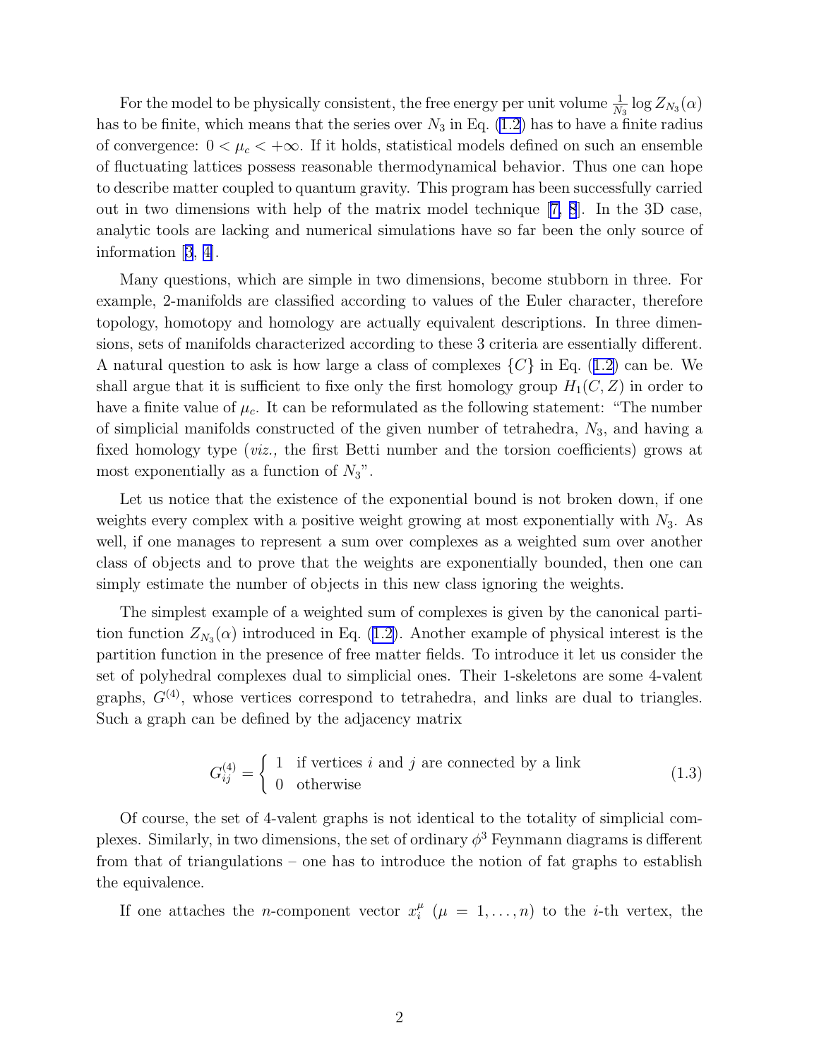For the model to be physically consistent, the free energy per unit volume $\frac{1}{N_3} \log Z_{N_3}(\alpha)$ has to be finite, which means that the series over $N_3$ in Eq. (1.2) has to have a finite radius of convergence: $0 < \mu_c < +\infty$. If it holds, statistical models defined on such an ensemble of fluctuating lattices possess reasonable thermodynamical behavior. Thus one can hope to describe matter coupled to quantum gravity. This program has been successfully carried out in two dimensions with help of the matrix model technique [7, 8]. In the 3D case, analytic tools are lacking and numerical simulations have so far been the only source of information [3, 4].

Many questions, which are simple in two dimensions, become stubborn in three. For example, 2-manifolds are classified according to values of the Euler character, therefore topology, homotopy and homology are actually equivalent descriptions. In three dimensions, sets of manifolds characterized according to these 3 criteria are essentially different. A natural question to ask is how large a class of complexes $\{C\}$ in Eq. (1.2) can be. We shall argue that it is sufficient to fixe only the first homology group $H_1(C, Z)$ in order to have a finite value of $\mu_c$. It can be reformulated as the following statement: "The number of simplicial manifolds constructed of the given number of tetrahedra, $N_3$, and having a fixed homology type (*viz.*, the first Betti number and the torsion coefficients) grows at most exponentially as a function of $N_3$".

Let us notice that the existence of the exponential bound is not broken down, if one weights every complex with a positive weight growing at most exponentially with $N_3$. As well, if one manages to represent a sum over complexes as a weighted sum over another class of objects and to prove that the weights are exponentially bounded, then one can simply estimate the number of objects in this new class ignoring the weights.

The simplest example of a weighted sum of complexes is given by the canonical partition function $Z_{N_3}(\alpha)$ introduced in Eq. (1.2). Another example of physical interest is the partition function in the presence of free matter fields. To introduce it let us consider the set of polyhedral complexes dual to simplicial ones. Their 1-skeletons are some 4-valent graphs, $G^{(4)}$, whose vertices correspond to tetrahedra, and links are dual to triangles. Such a graph can be defined by the adjacency matrix

$$G^{(4)}_{ij} = \begin{cases} 1 & \text{if vertices } i \text{ and } j \text{ are connected by a link} \\ 0 & \text{otherwise} \end{cases} \tag{1.3}$$

Of course, the set of 4-valent graphs is not identical to the totality of simplicial complexes. Similarly, in two dimensions, the set of ordinary $\phi^3$ Feynmann diagrams is different from that of triangulations – one has to introduce the notion of fat graphs to establish the equivalence.

If one attaches the $n$-component vector $x_i^\mu$ ($\mu = 1, \ldots, n$) to the $i$-th vertex, the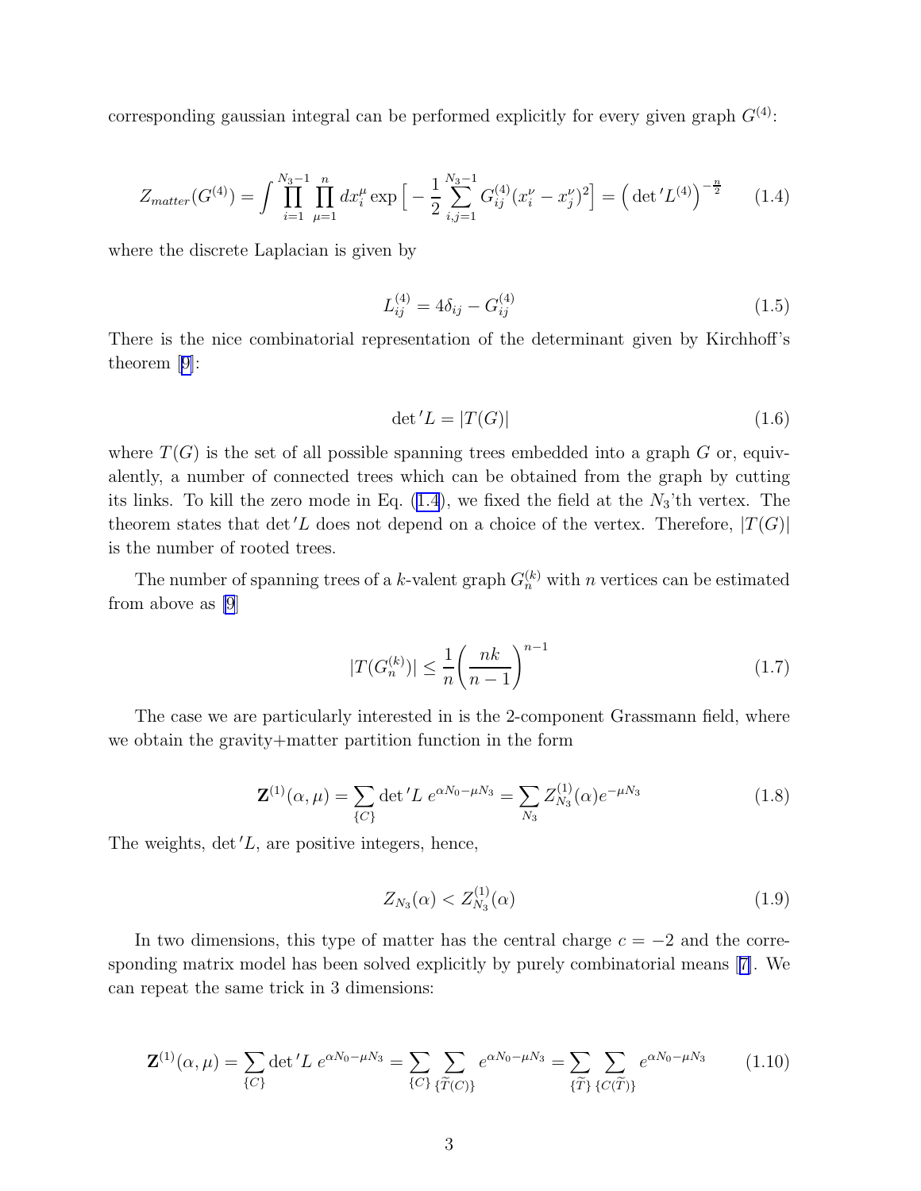corresponding gaussian integral can be performed explicitly for every given graph $G^{(4)}$:

$$Z_{matter}(G^{(4)}) = \int \prod_{i=1}^{N_3-1} \prod_{\mu=1}^{n} dx_i^\mu \exp\Big[-\frac{1}{2}\sum_{i,j=1}^{N_3-1} G_{ij}^{(4)}(x_i^\nu - x_j^\nu)^2\Big] = \Big(\det{}' L^{(4)}\Big)^{-\frac{n}{2}} \tag{1.4}$$

where the discrete Laplacian is given by

$$L_{ij}^{(4)} = 4\delta_{ij} - G_{ij}^{(4)} \tag{1.5}$$

There is the nice combinatorial representation of the determinant given by Kirchhoff's theorem [9]:

$$\det{}' L = |T(G)| \tag{1.6}$$

where $T(G)$ is the set of all possible spanning trees embedded into a graph $G$ or, equivalently, a number of connected trees which can be obtained from the graph by cutting its links. To kill the zero mode in Eq. (1.4), we fixed the field at the $N_3$'th vertex. The theorem states that $\det{}' L$ does not depend on a choice of the vertex. Therefore, $|T(G)|$ is the number of rooted trees.

The number of spanning trees of a $k$-valent graph $G_n^{(k)}$ with $n$ vertices can be estimated from above as [9]

$$|T(G_n^{(k)})| \leq \frac{1}{n}\bigg(\frac{nk}{n-1}\bigg)^{n-1} \tag{1.7}$$

The case we are particularly interested in is the 2-component Grassmann field, where we obtain the gravity+matter partition function in the form

$$\mathbf{Z}^{(1)}(\alpha,\mu) = \sum_{\{C\}} \det{}' L \; e^{\alpha N_0 - \mu N_3} = \sum_{N_3} Z_{N_3}^{(1)}(\alpha) e^{-\mu N_3} \tag{1.8}$$

The weights, $\det{}' L$, are positive integers, hence,

$$Z_{N_3}(\alpha) < Z_{N_3}^{(1)}(\alpha) \tag{1.9}$$

In two dimensions, this type of matter has the central charge $c = -2$ and the corresponding matrix model has been solved explicitly by purely combinatorial means [7]. We can repeat the same trick in 3 dimensions:

$$\mathbf{Z}^{(1)}(\alpha,\mu) = \sum_{\{C\}} \det{}' L \; e^{\alpha N_0 - \mu N_3} = \sum_{\{C\}} \sum_{\{\widetilde{T}(C)\}} e^{\alpha N_0 - \mu N_3} = \sum_{\{\widetilde{T}\}} \sum_{\{C(\widetilde{T})\}} e^{\alpha N_0 - \mu N_3} \tag{1.10}$$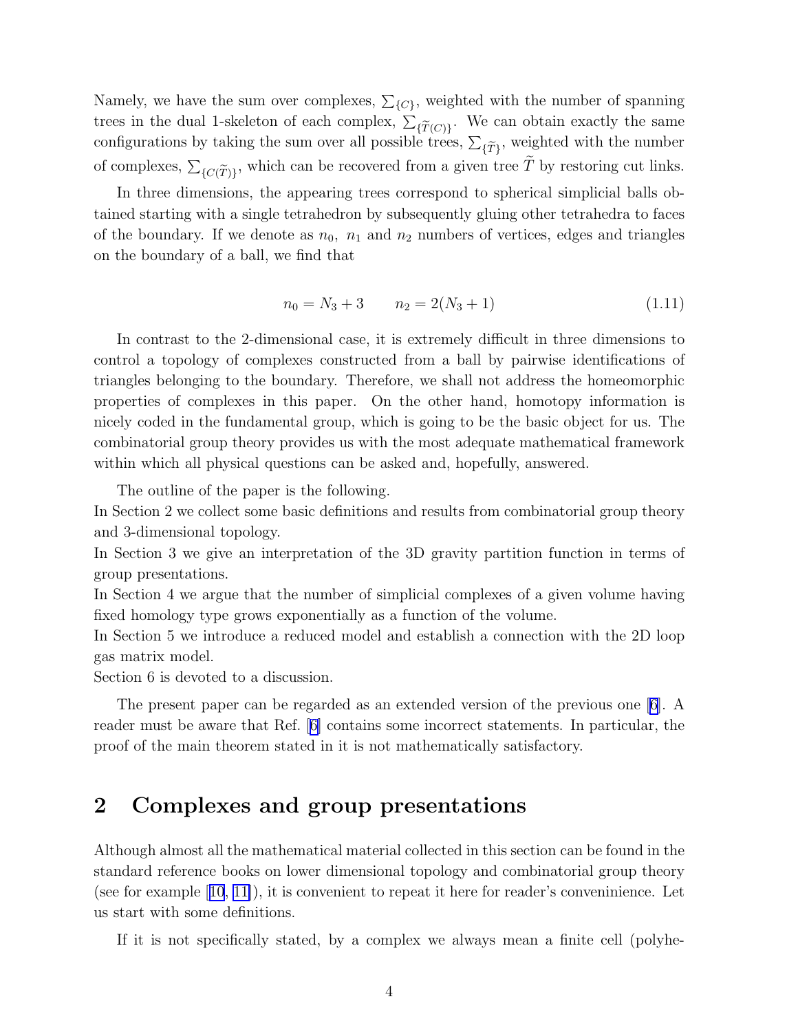Namely, we have the sum over complexes, $\sum_{\{C\}}$, weighted with the number of spanning trees in the dual 1-skeleton of each complex, $\sum_{\{\widetilde{T}(C)\}}$. We can obtain exactly the same configurations by taking the sum over all possible trees, $\sum_{\{\widetilde{T}\}}$, weighted with the number of complexes, $\sum_{\{C(\widetilde{T})\}}$, which can be recovered from a given tree $\widetilde{T}$ by restoring cut links.

In three dimensions, the appearing trees correspond to spherical simplicial balls obtained starting with a single tetrahedron by subsequently gluing other tetrahedra to faces of the boundary. If we denote as $n_0$, $n_1$ and $n_2$ numbers of vertices, edges and triangles on the boundary of a ball, we find that

$$n_0 = N_3 + 3 \qquad n_2 = 2(N_3 + 1) \tag{1.11}$$

In contrast to the 2-dimensional case, it is extremely difficult in three dimensions to control a topology of complexes constructed from a ball by pairwise identifications of triangles belonging to the boundary. Therefore, we shall not address the homeomorphic properties of complexes in this paper. On the other hand, homotopy information is nicely coded in the fundamental group, which is going to be the basic object for us. The combinatorial group theory provides us with the most adequate mathematical framework within which all physical questions can be asked and, hopefully, answered.

The outline of the paper is the following.
In Section 2 we collect some basic definitions and results from combinatorial group theory and 3-dimensional topology.
In Section 3 we give an interpretation of the 3D gravity partition function in terms of group presentations.
In Section 4 we argue that the number of simplicial complexes of a given volume having fixed homology type grows exponentially as a function of the volume.
In Section 5 we introduce a reduced model and establish a connection with the 2D loop gas matrix model.
Section 6 is devoted to a discussion.

The present paper can be regarded as an extended version of the previous one [6]. A reader must be aware that Ref. [6] contains some incorrect statements. In particular, the proof of the main theorem stated in it is not mathematically satisfactory.

## 2 Complexes and group presentations

Although almost all the mathematical material collected in this section can be found in the standard reference books on lower dimensional topology and combinatorial group theory (see for example [10, 11]), it is convenient to repeat it here for reader's conveninience. Let us start with some definitions.

If it is not specifically stated, by a complex we always mean a finite cell (polyhe-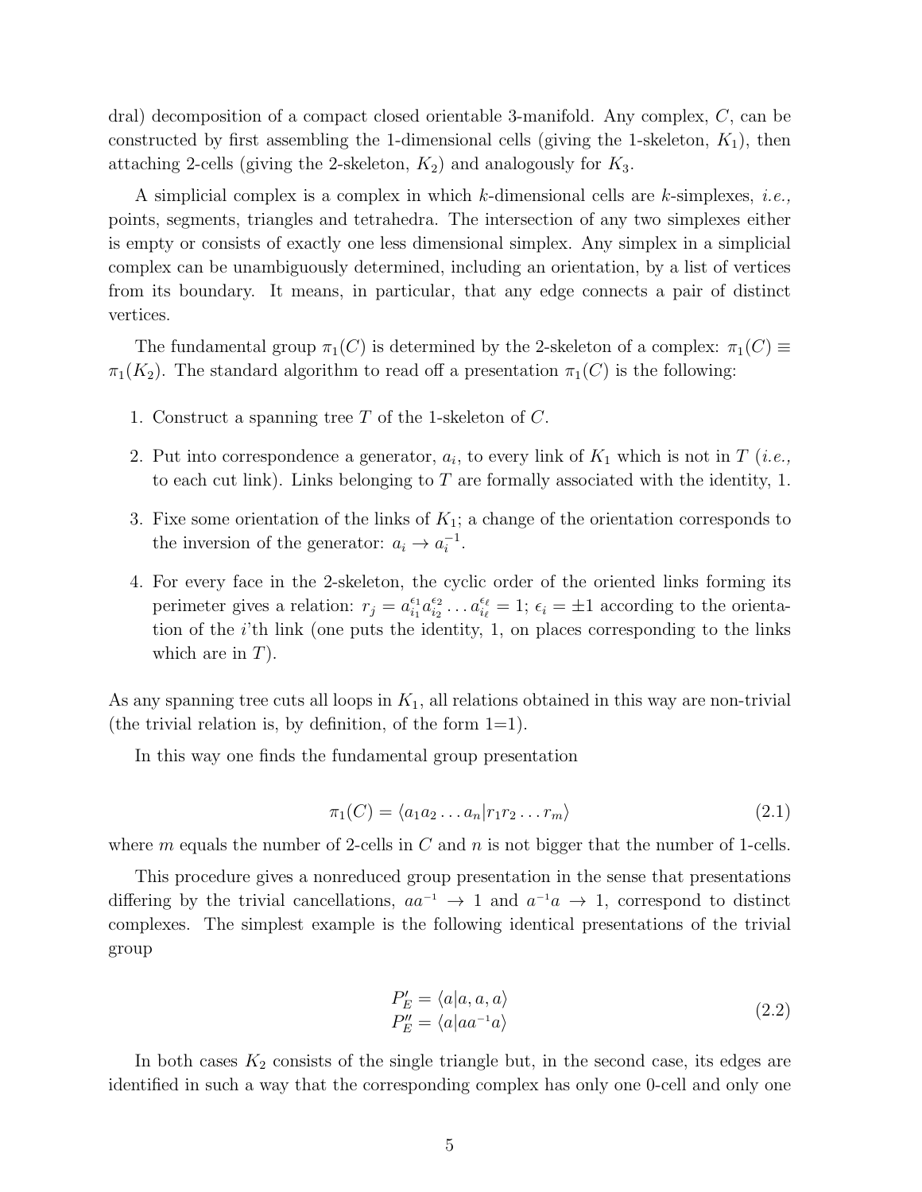dral) decomposition of a compact closed orientable 3-manifold. Any complex, $C$, can be constructed by first assembling the 1-dimensional cells (giving the 1-skeleton, $K_1$), then attaching 2-cells (giving the 2-skeleton, $K_2$) and analogously for $K_3$.

A simplicial complex is a complex in which $k$-dimensional cells are $k$-simplexes, *i.e.,* points, segments, triangles and tetrahedra. The intersection of any two simplexes either is empty or consists of exactly one less dimensional simplex. Any simplex in a simplicial complex can be unambiguously determined, including an orientation, by a list of vertices from its boundary. It means, in particular, that any edge connects a pair of distinct vertices.

The fundamental group $\pi_1(C)$ is determined by the 2-skeleton of a complex: $\pi_1(C) \equiv \pi_1(K_2)$. The standard algorithm to read off a presentation $\pi_1(C)$ is the following:

1. Construct a spanning tree $T$ of the 1-skeleton of $C$.
2. Put into correspondence a generator, $a_i$, to every link of $K_1$ which is not in $T$ (*i.e.,* to each cut link). Links belonging to $T$ are formally associated with the identity, 1.
3. Fixe some orientation of the links of $K_1$; a change of the orientation corresponds to the inversion of the generator: $a_i \to a_i^{-1}$.
4. For every face in the 2-skeleton, the cyclic order of the oriented links forming its perimeter gives a relation: $r_j = a_{i_1}^{\epsilon_1} a_{i_2}^{\epsilon_2} \dots a_{i_\ell}^{\epsilon_\ell} = 1$; $\epsilon_i = \pm 1$ according to the orientation of the $i$'th link (one puts the identity, 1, on places corresponding to the links which are in $T$).

As any spanning tree cuts all loops in $K_1$, all relations obtained in this way are non-trivial (the trivial relation is, by definition, of the form 1=1).

In this way one finds the fundamental group presentation

$$\pi_1(C) = \langle a_1 a_2 \dots a_n | r_1 r_2 \dots r_m \rangle \tag{2.1}$$

where $m$ equals the number of 2-cells in $C$ and $n$ is not bigger that the number of 1-cells.

This procedure gives a nonreduced group presentation in the sense that presentations differing by the trivial cancellations, $aa^{-1} \to 1$ and $a^{-1}a \to 1$, correspond to distinct complexes. The simplest example is the following identical presentations of the trivial group

$$\begin{aligned} P_E' &= \langle a | a, a, a \rangle \\ P_E'' &= \langle a | a a^{-1} a \rangle \end{aligned} \tag{2.2}$$

In both cases $K_2$ consists of the single triangle but, in the second case, its edges are identified in such a way that the corresponding complex has only one 0-cell and only one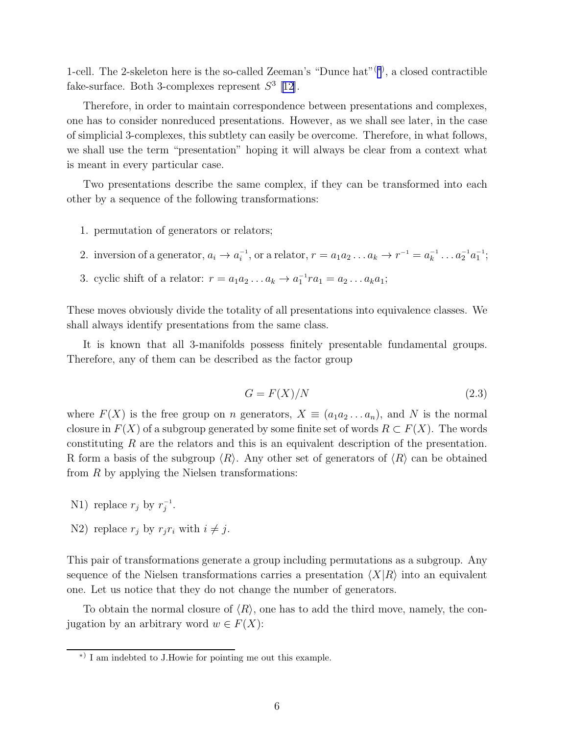1-cell. The 2-skeleton here is the so-called Zeeman's "Dunce hat"[*], a closed contractible fake-surface. Both 3-complexes represent $S^3$ [12].

Therefore, in order to maintain correspondence between presentations and complexes, one has to consider nonreduced presentations. However, as we shall see later, in the case of simplicial 3-complexes, this subtlety can easily be overcome. Therefore, in what follows, we shall use the term "presentation" hoping it will always be clear from a context what is meant in every particular case.

Two presentations describe the same complex, if they can be transformed into each other by a sequence of the following transformations:

1. permutation of generators or relators;
2. inversion of a generator, $a_i \to a_i^{-1}$, or a relator, $r = a_1 a_2 \dots a_k \to r^{-1} = a_k^{-1} \dots a_2^{-1} a_1^{-1}$;
3. cyclic shift of a relator: $r = a_1 a_2 \dots a_k \to a_1^{-1} r a_1 = a_2 \dots a_k a_1$;

These moves obviously divide the totality of all presentations into equivalence classes. We shall always identify presentations from the same class.

It is known that all 3-manifolds possess finitely presentable fundamental groups. Therefore, any of them can be described as the factor group

$$G = F(X)/N \tag{2.3}$$

where $F(X)$ is the free group on $n$ generators, $X \equiv (a_1 a_2 \dots a_n)$, and $N$ is the normal closure in $F(X)$ of a subgroup generated by some finite set of words $R \subset F(X)$. The words constituting $R$ are the relators and this is an equivalent description of the presentation. R form a basis of the subgroup $\langle R \rangle$. Any other set of generators of $\langle R \rangle$ can be obtained from $R$ by applying the Nielsen transformations:

N1) replace $r_j$ by $r_j^{-1}$.

N2) replace $r_j$ by $r_j r_i$ with $i \neq j$.

This pair of transformations generate a group including permutations as a subgroup. Any sequence of the Nielsen transformations carries a presentation $\langle X | R \rangle$ into an equivalent one. Let us notice that they do not change the number of generators.

To obtain the normal closure of $\langle R \rangle$, one has to add the third move, namely, the conjugation by an arbitrary word $w \in F(X)$:

---

[*] I am indebted to J.Howie for pointing me out this example.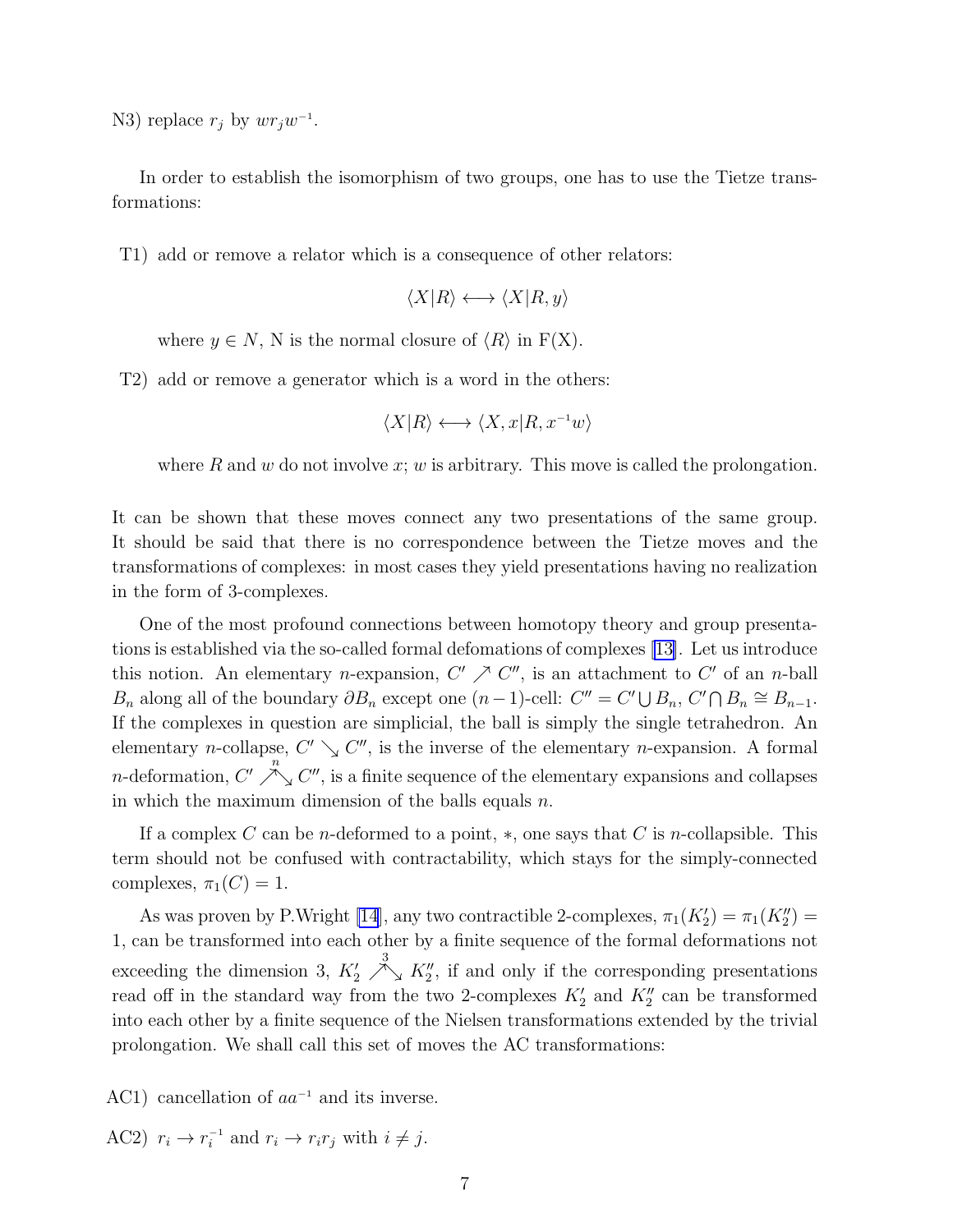N3) replace $r_j$ by $wr_jw^{-1}$.

In order to establish the isomorphism of two groups, one has to use the Tietze transformations:

T1) add or remove a relator which is a consequence of other relators:

$$\langle X|R\rangle \longleftrightarrow \langle X|R, y\rangle$$

where $y \in N$, N is the normal closure of $\langle R\rangle$ in F(X).

T2) add or remove a generator which is a word in the others:

$$\langle X|R\rangle \longleftrightarrow \langle X, x|R, x^{-1}w\rangle$$

where $R$ and $w$ do not involve $x$; $w$ is arbitrary. This move is called the prolongation.

It can be shown that these moves connect any two presentations of the same group. It should be said that there is no correspondence between the Tietze moves and the transformations of complexes: in most cases they yield presentations having no realization in the form of 3-complexes.

One of the most profound connections between homotopy theory and group presentations is established via the so-called formal defomations of complexes [13]. Let us introduce this notion. An elementary $n$-expansion, $C' \nearrow C''$, is an attachment to $C'$ of an $n$-ball $B_n$ along all of the boundary $\partial B_n$ except one $(n-1)$-cell: $C'' = C' \bigcup B_n$, $C' \bigcap B_n \cong B_{n-1}$. If the complexes in question are simplicial, the ball is simply the single tetrahedron. An elementary $n$-collapse, $C' \searrow C''$, is the inverse of the elementary $n$-expansion. A formal $n$-deformation, $C' \overset{n}{\nearrow\!\!\searrow} C''$, is a finite sequence of the elementary expansions and collapses in which the maximum dimension of the balls equals $n$.

If a complex $C$ can be $n$-deformed to a point, $*$, one says that $C$ is $n$-collapsible. This term should not be confused with contractability, which stays for the simply-connected complexes, $\pi_1(C) = 1$.

As was proven by P.Wright [14], any two contractible 2-complexes, $\pi_1(K_2') = \pi_1(K_2'') = 1$, can be transformed into each other by a finite sequence of the formal deformations not exceeding the dimension 3, $K_2' \overset{3}{\nearrow\!\!\searrow} K_2''$, if and only if the corresponding presentations read off in the standard way from the two 2-complexes $K_2'$ and $K_2''$ can be transformed into each other by a finite sequence of the Nielsen transformations extended by the trivial prolongation. We shall call this set of moves the AC transformations:

AC1) cancellation of $aa^{-1}$ and its inverse.

AC2) $r_i \to r_i^{-1}$ and $r_i \to r_ir_j$ with $i \neq j$.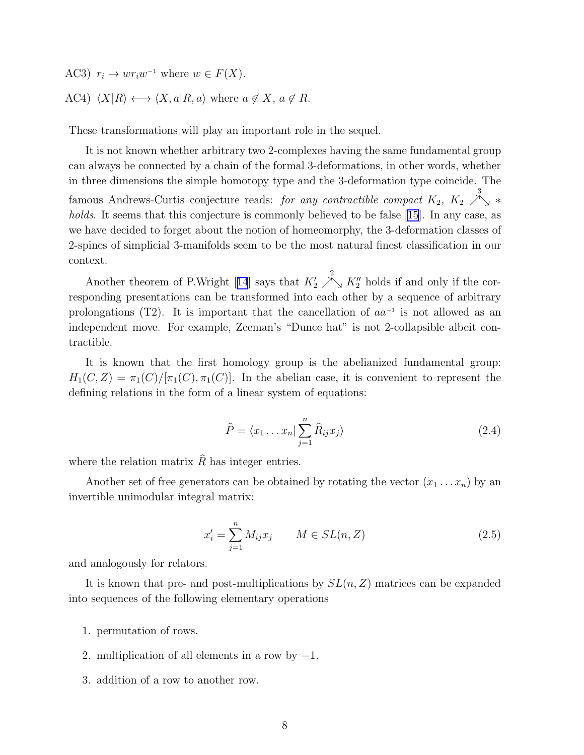AC3) $r_i \to w r_i w^{-1}$ where $w \in F(X)$.

AC4) $\langle X|R\rangle \longleftrightarrow \langle X, a|R, a\rangle$ where $a \notin X$, $a \notin R$.

These transformations will play an important role in the sequel.

It is not known whether arbitrary two 2-complexes having the same fundamental group can always be connected by a chain of the formal 3-deformations, in other words, whether in three dimensions the simple homotopy type and the 3-deformation type coincide. The famous Andrews-Curtis conjecture reads: *for any contractible compact $K_2$, $K_2 \overset{3}{\nearrow\searrow} *$ holds*. It seems that this conjecture is commonly believed to be false [15]. In any case, as we have decided to forget about the notion of homeomorphy, the 3-deformation classes of 2-spines of simplicial 3-manifolds seem to be the most natural finest classification in our context.

Another theorem of P.Wright [14] says that $K_2' \overset{2}{\nearrow\searrow} K_2''$ holds if and only if the corresponding presentations can be transformed into each other by a sequence of arbitrary prolongations (T2). It is important that the cancellation of $aa^{-1}$ is not allowed as an independent move. For example, Zeeman's "Dunce hat" is not 2-collapsible albeit contractible.

It is known that the first homology group is the abelianized fundamental group: $H_1(C, Z) = \pi_1(C)/[\pi_1(C), \pi_1(C)]$. In the abelian case, it is convenient to represent the defining relations in the form of a linear system of equations:

$$\widehat{P} = \langle x_1 \dots x_n | \sum_{j=1}^{n} \widehat{R}_{ij} x_j \rangle \tag{2.4}$$

where the relation matrix $\widehat{R}$ has integer entries.

Another set of free generators can be obtained by rotating the vector $(x_1 \dots x_n)$ by an invertible unimodular integral matrix:

$$x_i' = \sum_{j=1}^{n} M_{ij} x_j \qquad M \in SL(n, Z) \tag{2.5}$$

and analogously for relators.

It is known that pre- and post-multiplications by $SL(n, Z)$ matrices can be expanded into sequences of the following elementary operations

1. permutation of rows.
2. multiplication of all elements in a row by $-1$.
3. addition of a row to another row.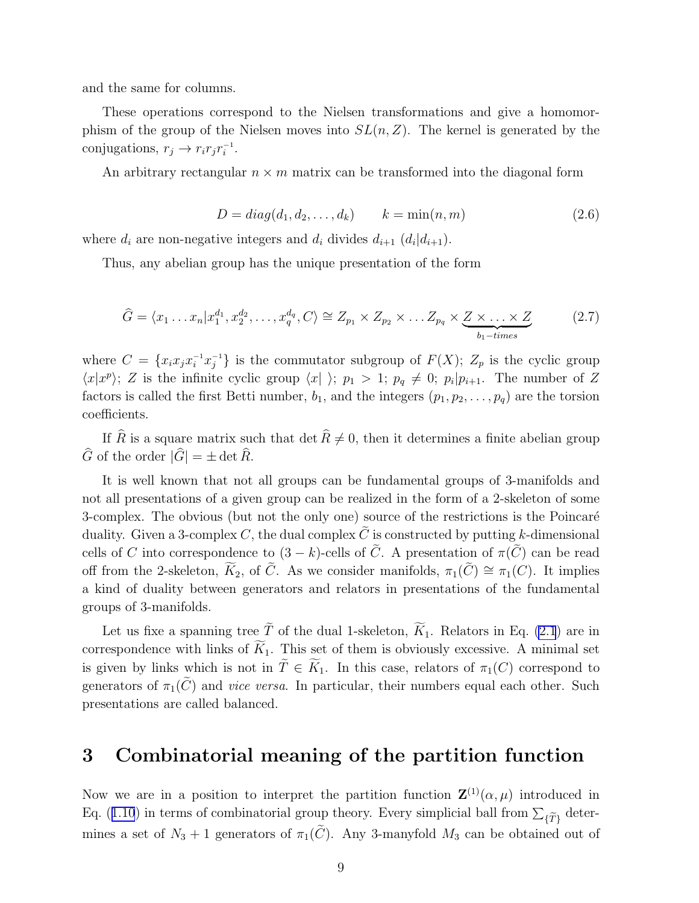and the same for columns.

These operations correspond to the Nielsen transformations and give a homomorphism of the group of the Nielsen moves into $SL(n, Z)$. The kernel is generated by the conjugations, $r_j \to r_i r_j r_i^{-1}$.

An arbitrary rectangular $n \times m$ matrix can be transformed into the diagonal form

$$D = diag(d_1, d_2, \dots, d_k) \qquad k = \min(n, m) \tag{2.6}$$

where $d_i$ are non-negative integers and $d_i$ divides $d_{i+1}$ ($d_i | d_{i+1}$).

Thus, any abelian group has the unique presentation of the form

$$\widehat{G} = \langle x_1 \dots x_n | x_1^{d_1}, x_2^{d_2}, \dots, x_q^{d_q}, C \rangle \cong Z_{p_1} \times Z_{p_2} \times \dots Z_{p_q} \times \underbrace{Z \times \dots \times Z}_{b_1-times} \tag{2.7}$$

where $C = \{x_i x_j x_i^{-1} x_j^{-1}\}$ is the commutator subgroup of $F(X)$; $Z_p$ is the cyclic group $\langle x | x^p \rangle$; $Z$ is the infinite cyclic group $\langle x | \ \rangle$; $p_1 > 1$; $p_q \neq 0$; $p_i | p_{i+1}$. The number of $Z$ factors is called the first Betti number, $b_1$, and the integers $(p_1, p_2, \dots, p_q)$ are the torsion coefficients.

If $\widehat{R}$ is a square matrix such that $\det \widehat{R} \neq 0$, then it determines a finite abelian group $\widehat{G}$ of the order $|\widehat{G}| = \pm \det \widehat{R}$.

It is well known that not all groups can be fundamental groups of 3-manifolds and not all presentations of a given group can be realized in the form of a 2-skeleton of some 3-complex. The obvious (but not the only one) source of the restrictions is the Poincaré duality. Given a 3-complex $C$, the dual complex $\widetilde{C}$ is constructed by putting $k$-dimensional cells of $C$ into correspondence to $(3-k)$-cells of $\widetilde{C}$. A presentation of $\pi(\widetilde{C})$ can be read off from the 2-skeleton, $\widetilde{K}_2$, of $\widetilde{C}$. As we consider manifolds, $\pi_1(\widetilde{C}) \cong \pi_1(C)$. It implies a kind of duality between generators and relators in presentations of the fundamental groups of 3-manifolds.

Let us fixe a spanning tree $\widetilde{T}$ of the dual 1-skeleton, $\widetilde{K}_1$. Relators in Eq. (2.1) are in correspondence with links of $\widetilde{K}_1$. This set of them is obviously excessive. A minimal set is given by links which is not in $\widetilde{T} \in \widetilde{K}_1$. In this case, relators of $\pi_1(C)$ correspond to generators of $\pi_1(\widetilde{C})$ and *vice versa*. In particular, their numbers equal each other. Such presentations are called balanced.

# 3 Combinatorial meaning of the partition function

Now we are in a position to interpret the partition function $\mathbf{Z}^{(1)}(\alpha, \mu)$ introduced in Eq. (1.10) in terms of combinatorial group theory. Every simplicial ball from $\sum_{\{\widetilde{T}\}}$ determines a set of $N_3 + 1$ generators of $\pi_1(\widetilde{C})$. Any 3-manyfold $M_3$ can be obtained out of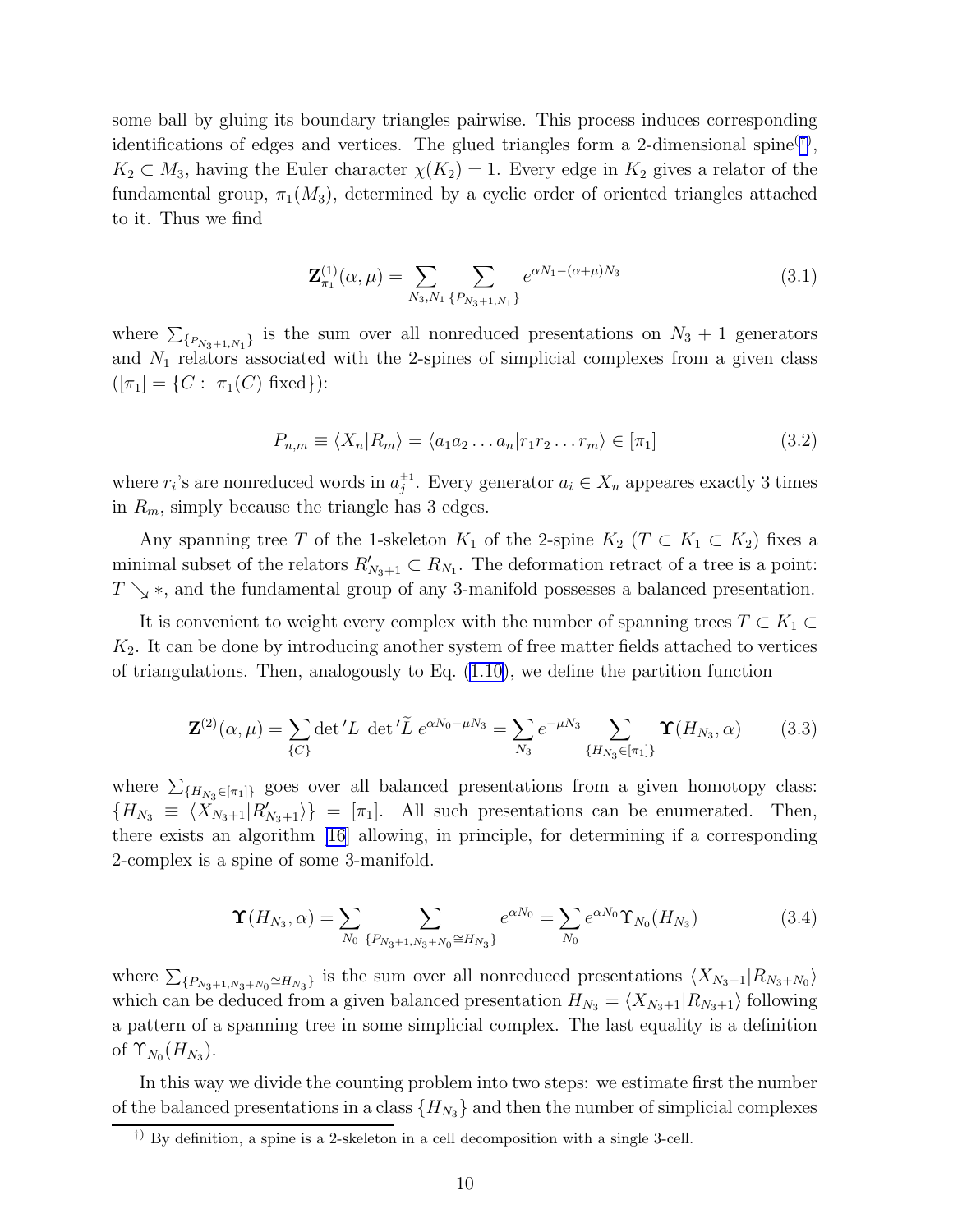some ball by gluing its boundary triangles pairwise. This process induces corresponding identifications of edges and vertices. The glued triangles form a 2-dimensional spine[†], $K_2 \subset M_3$, having the Euler character $\chi(K_2) = 1$. Every edge in $K_2$ gives a relator of the fundamental group, $\pi_1(M_3)$, determined by a cyclic order of oriented triangles attached to it. Thus we find

$$\mathbf{Z}^{(1)}_{\pi_1}(\alpha, \mu) = \sum_{N_3, N_1} \sum_{\{P_{N_3+1,N_1}\}} e^{\alpha N_1 - (\alpha+\mu) N_3} \tag{3.1}$$

where $\sum_{\{P_{N_3+1,N_1}\}}$ is the sum over all nonreduced presentations on $N_3 + 1$ generators and $N_1$ relators associated with the 2-spines of simplicial complexes from a given class ($[\pi_1] = \{C : \ \pi_1(C) \text{ fixed}\}$):

$$P_{n,m} \equiv \langle X_n | R_m \rangle = \langle a_1 a_2 \ldots a_n | r_1 r_2 \ldots r_m \rangle \in [\pi_1] \tag{3.2}$$

where $r_i$'s are nonreduced words in $a_j^{\pm 1}$. Every generator $a_i \in X_n$ appeares exactly 3 times in $R_m$, simply because the triangle has 3 edges.

Any spanning tree $T$ of the 1-skeleton $K_1$ of the 2-spine $K_2$ ($T \subset K_1 \subset K_2$) fixes a minimal subset of the relators $R'_{N_3+1} \subset R_{N_1}$. The deformation retract of a tree is a point: $T \searrow *$, and the fundamental group of any 3-manifold possesses a balanced presentation.

It is convenient to weight every complex with the number of spanning trees $T \subset K_1 \subset K_2$. It can be done by introducing another system of free matter fields attached to vertices of triangulations. Then, analogously to Eq. (1.10), we define the partition function

$$\mathbf{Z}^{(2)}(\alpha, \mu) = \sum_{\{C\}} \det{}'L \ \det{}'\widetilde{L} \ e^{\alpha N_0 - \mu N_3} = \sum_{N_3} e^{-\mu N_3} \sum_{\{H_{N_3} \in [\pi_1]\}} \mathbf{\Upsilon}(H_{N_3}, \alpha) \tag{3.3}$$

where $\sum_{\{H_{N_3} \in [\pi_1]\}}$ goes over all balanced presentations from a given homotopy class: $\{H_{N_3} \equiv \langle X_{N_3+1} | R'_{N_3+1} \rangle\} = [\pi_1]$. All such presentations can be enumerated. Then, there exists an algorithm [16] allowing, in principle, for determining if a corresponding 2-complex is a spine of some 3-manifold.

$$\mathbf{\Upsilon}(H_{N_3}, \alpha) = \sum_{N_0} \sum_{\{P_{N_3+1,N_3+N_0} \cong H_{N_3}\}} e^{\alpha N_0} = \sum_{N_0} e^{\alpha N_0} \Upsilon_{N_0}(H_{N_3}) \tag{3.4}$$

where $\sum_{\{P_{N_3+1,N_3+N_0} \cong H_{N_3}\}}$ is the sum over all nonreduced presentations $\langle X_{N_3+1} | R_{N_3+N_0} \rangle$ which can be deduced from a given balanced presentation $H_{N_3} = \langle X_{N_3+1} | R_{N_3+1} \rangle$ following a pattern of a spanning tree in some simplicial complex. The last equality is a definition of $\Upsilon_{N_0}(H_{N_3})$.

In this way we divide the counting problem into two steps: we estimate first the number of the balanced presentations in a class $\{H_{N_3}\}$ and then the number of simplicial complexes

---

[†] By definition, a spine is a 2-skeleton in a cell decomposition with a single 3-cell.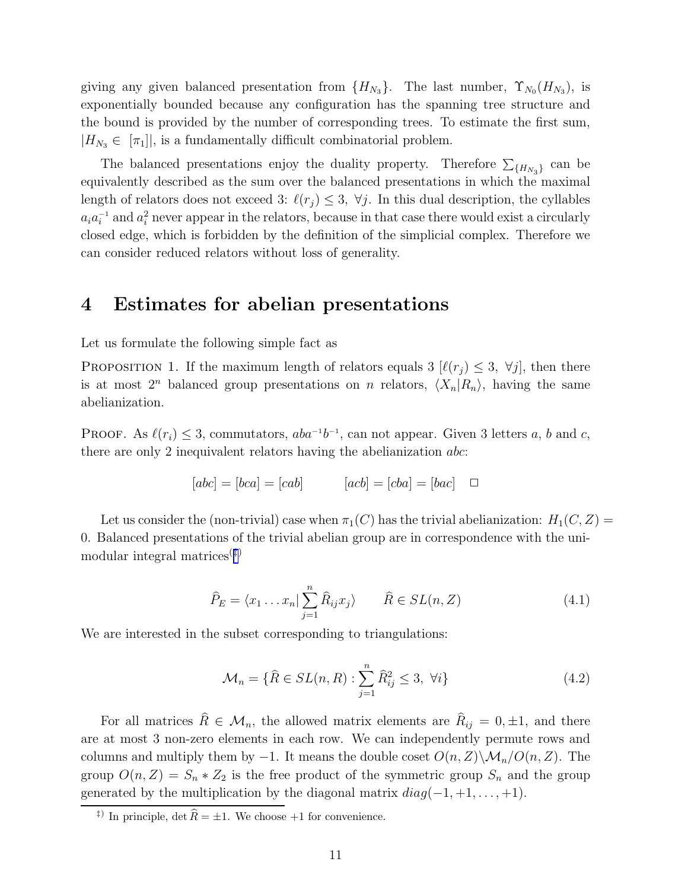giving any given balanced presentation from $\{H_{N_3}\}$. The last number, $\Upsilon_{N_0}(H_{N_3})$, is exponentially bounded because any configuration has the spanning tree structure and the bound is provided by the number of corresponding trees. To estimate the first sum, $|H_{N_3} \in [\pi_1]|$, is a fundamentally difficult combinatorial problem.

The balanced presentations enjoy the duality property. Therefore $\sum_{\{H_{N_3}\}}$ can be equivalently described as the sum over the balanced presentations in which the maximal length of relators does not exceed 3: $\ell(r_j) \leq 3, \ \forall j$. In this dual description, the cyllables $a_i a_i^{-1}$ and $a_i^2$ never appear in the relators, because in that case there would exist a circularly closed edge, which is forbidden by the definition of the simplicial complex. Therefore we can consider reduced relators without loss of generality.

# 4 Estimates for abelian presentations

Let us formulate the following simple fact as

Proposition 1. If the maximum length of relators equals 3 $[\ell(r_j) \leq 3, \ \forall j]$, then there is at most $2^n$ balanced group presentations on $n$ relators, $\langle X_n | R_n \rangle$, having the same abelianization.

Proof. As $\ell(r_i) \leq 3$, commutators, $aba^{-1}b^{-1}$, can not appear. Given 3 letters $a$, $b$ and $c$, there are only 2 inequivalent relators having the abelianization $abc$:

$$[abc] = [bca] = [cab] \qquad\qquad [acb] = [cba] = [bac] \quad \Box$$

Let us consider the (non-trivial) case when $\pi_1(C)$ has the trivial abelianization: $H_1(C, Z) = 0$. Balanced presentations of the trivial abelian group are in correspondence with the unimodular integral matrices[‡)]

$$\widehat{P}_E = \langle x_1 \dots x_n | \sum_{j=1}^{n} \widehat{R}_{ij} x_j \rangle \qquad \widehat{R} \in SL(n, Z) \tag{4.1}$$

We are interested in the subset corresponding to triangulations:

$$\mathcal{M}_n = \{\widehat{R} \in SL(n, R) : \sum_{j=1}^{n} \widehat{R}_{ij}^2 \leq 3, \ \forall i\} \tag{4.2}$$

For all matrices $\widehat{R} \in \mathcal{M}_n$, the allowed matrix elements are $\widehat{R}_{ij} = 0, \pm 1$, and there are at most 3 non-zero elements in each row. We can independently permute rows and columns and multiply them by $-1$. It means the double coset $O(n, Z) \backslash \mathcal{M}_n / O(n, Z)$. The group $O(n, Z) = S_n * Z_2$ is the free product of the symmetric group $S_n$ and the group generated by the multiplication by the diagonal matrix $diag(-1, +1, \dots, +1)$.

‡) In principle, $\det \widehat{R} = \pm 1$. We choose $+1$ for convenience.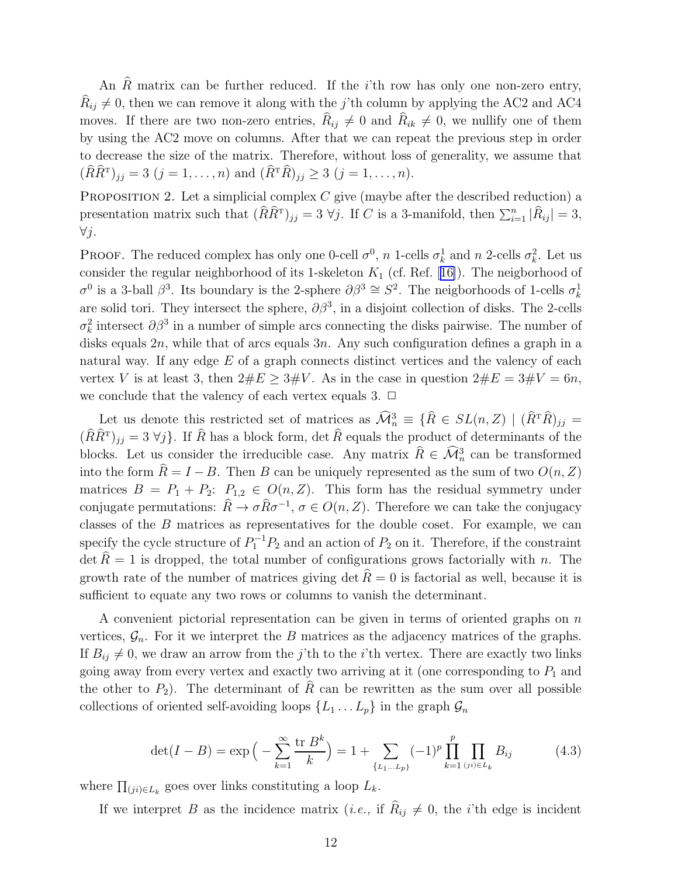An $\widehat{R}$ matrix can be further reduced. If the $i$'th row has only one non-zero entry, $\widehat{R}_{ij} \neq 0$, then we can remove it along with the $j$'th column by applying the AC2 and AC4 moves. If there are two non-zero entries, $\widehat{R}_{ij} \neq 0$ and $\widehat{R}_{ik} \neq 0$, we nullify one of them by using the AC2 move on columns. After that we can repeat the previous step in order to decrease the size of the matrix. Therefore, without loss of generality, we assume that $(\widehat{R}\widehat{R}^{\mathrm{T}})_{jj} = 3$ $(j = 1, \ldots, n)$ and $(\widehat{R}^{\mathrm{T}}\widehat{R})_{jj} \geq 3$ $(j = 1, \ldots, n)$.

Proposition 2. Let a simplicial complex $C$ give (maybe after the described reduction) a presentation matrix such that $(\widehat{R}\widehat{R}^{\mathrm{T}})_{jj} = 3$ $\forall j$. If $C$ is a 3-manifold, then $\sum_{i=1}^{n} |\widehat{R}_{ij}| = 3$, $\forall j$.

Proof. The reduced complex has only one 0-cell $\sigma^0$, $n$ 1-cells $\sigma^1_k$ and $n$ 2-cells $\sigma^2_k$. Let us consider the regular neighborhood of its 1-skeleton $K_1$ (cf. Ref. [16]). The neigborhood of $\sigma^0$ is a 3-ball $\beta^3$. Its boundary is the 2-sphere $\partial\beta^3 \cong S^2$. The neigborhoods of 1-cells $\sigma^1_k$ are solid tori. They intersect the sphere, $\partial\beta^3$, in a disjoint collection of disks. The 2-cells $\sigma^2_k$ intersect $\partial\beta^3$ in a number of simple arcs connecting the disks pairwise. The number of disks equals $2n$, while that of arcs equals $3n$. Any such configuration defines a graph in a natural way. If any edge $E$ of a graph connects distinct vertices and the valency of each vertex $V$ is at least 3, then $2\#E \geq 3\#V$. As in the case in question $2\#E = 3\#V = 6n$, we conclude that the valency of each vertex equals 3. $\square$

Let us denote this restricted set of matrices as $\widehat{\mathcal{M}}^3_n \equiv \{\widehat{R} \in SL(n, Z) \mid (\widehat{R}^{\mathrm{T}}\widehat{R})_{jj} = (\widehat{R}\widehat{R}^{\mathrm{T}})_{jj} = 3\ \forall j\}$. If $\widehat{R}$ has a block form, $\det\widehat{R}$ equals the product of determinants of the blocks. Let us consider the irreducible case. Any matrix $\widehat{R} \in \widehat{\mathcal{M}}^3_n$ can be transformed into the form $\widehat{R} = I - B$. Then $B$ can be uniquely represented as the sum of two $O(n, Z)$ matrices $B = P_1 + P_2$: $P_{1,2} \in O(n, Z)$. This form has the residual symmetry under conjugate permutations: $\widehat{R} \to \sigma\widehat{R}\sigma^{-1}$, $\sigma \in O(n, Z)$. Therefore we can take the conjugacy classes of the $B$ matrices as representatives for the double coset. For example, we can specify the cycle structure of $P_1^{-1}P_2$ and an action of $P_2$ on it. Therefore, if the constraint $\det\widehat{R} = 1$ is dropped, the total number of configurations grows factorially with $n$. The growth rate of the number of matrices giving $\det\widehat{R} = 0$ is factorial as well, because it is sufficient to equate any two rows or columns to vanish the determinant.

A convenient pictorial representation can be given in terms of oriented graphs on $n$ vertices, $\mathcal{G}_n$. For it we interpret the $B$ matrices as the adjacency matrices of the graphs. If $B_{ij} \neq 0$, we draw an arrow from the $j$'th to the $i$'th vertex. There are exactly two links going away from every vertex and exactly two arriving at it (one corresponding to $P_1$ and the other to $P_2$). The determinant of $\widehat{R}$ can be rewritten as the sum over all possible collections of oriented self-avoiding loops $\{L_1 \ldots L_p\}$ in the graph $\mathcal{G}_n$

$$\det(I - B) = \exp\Big(-\sum_{k=1}^{\infty}\frac{\mathrm{tr}\,B^k}{k}\Big) = 1 + \sum_{\{L_1\ldots L_p\}}(-1)^p\prod_{k=1}^{p}\prod_{(ji)\in L_k} B_{ij} \tag{4.3}$$

where $\prod_{(ji)\in L_k}$ goes over links constituting a loop $L_k$.

If we interpret $B$ as the incidence matrix (*i.e.,* if $\widehat{R}_{ij} \neq 0$, the $i$'th edge is incident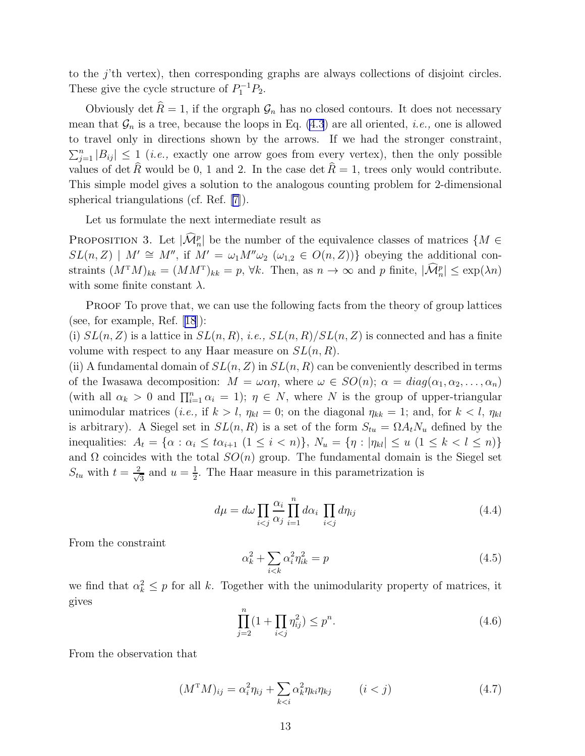to the $j$'th vertex), then corresponding graphs are always collections of disjoint circles. These give the cycle structure of $P_1^{-1}P_2$.

Obviously det $\widehat{R} = 1$, if the orgraph $\mathcal{G}_n$ has no closed contours. It does not necessary mean that $\mathcal{G}_n$ is a tree, because the loops in Eq. (4.3) are all oriented, *i.e.,* one is allowed to travel only in directions shown by the arrows. If we had the stronger constraint, $\sum_{j=1}^{n} |B_{ij}| \leq 1$ (*i.e.,* exactly one arrow goes from every vertex), then the only possible values of det $\widehat{R}$ would be 0, 1 and 2. In the case det $\widehat{R} = 1$, trees only would contribute. This simple model gives a solution to the analogous counting problem for 2-dimensional spherical triangulations (cf. Ref. [7]).

Let us formulate the next intermediate result as

Proposition 3. Let $|\widehat{\mathcal{M}}_n^p|$ be the number of the equivalence classes of matrices $\{M \in SL(n, Z) \mid M' \cong M'',$ if $M' = \omega_1 M'' \omega_2$ $(\omega_{1,2} \in O(n, Z))\}$ obeying the additional constraints $(M^{\mathrm{T}}M)_{kk} = (MM^{\mathrm{T}})_{kk} = p$, $\forall k$. Then, as $n \to \infty$ and $p$ finite, $|\widehat{\mathcal{M}}_n^p| \leq \exp(\lambda n)$ with some finite constant $\lambda$.

Proof To prove that, we can use the following facts from the theory of group lattices (see, for example, Ref. [18]):
(i) $SL(n, Z)$ is a lattice in $SL(n, R)$, *i.e.,* $SL(n, R)/SL(n, Z)$ is connected and has a finite volume with respect to any Haar measure on $SL(n, R)$.
(ii) A fundamental domain of $SL(n, Z)$ in $SL(n, R)$ can be conveniently described in terms of the Iwasawa decomposition: $M = \omega\alpha\eta$, where $\omega \in SO(n)$; $\alpha = diag(\alpha_1, \alpha_2, \ldots, \alpha_n)$ (with all $\alpha_k > 0$ and $\prod_{i=1}^{n} \alpha_i = 1$); $\eta \in N$, where $N$ is the group of upper-triangular unimodular matrices (*i.e.,* if $k > l$, $\eta_{kl} = 0$; on the diagonal $\eta_{kk} = 1$; and, for $k < l$, $\eta_{kl}$ is arbitrary). A Siegel set in $SL(n, R)$ is a set of the form $S_{tu} = \Omega A_t N_u$ defined by the inequalities: $A_t = \{\alpha : \alpha_i \leq t\alpha_{i+1}\ (1 \leq i < n)\}$, $N_u = \{\eta : |\eta_{kl}| \leq u\ (1 \leq k < l \leq n)\}$ and $\Omega$ coincides with the total $SO(n)$ group. The fundamental domain is the Siegel set $S_{tu}$ with $t = \frac{2}{\sqrt{3}}$ and $u = \frac{1}{2}$. The Haar measure in this parametrization is

$$d\mu = d\omega \prod_{i<j} \frac{\alpha_i}{\alpha_j} \prod_{i=1}^{n} d\alpha_i \prod_{i<j} d\eta_{ij} \tag{4.4}$$

From the constraint

$$\alpha_k^2 + \sum_{i<k} \alpha_i^2 \eta_{ik}^2 = p \tag{4.5}$$

we find that $\alpha_k^2 \leq p$ for all $k$. Together with the unimodularity property of matrices, it gives

$$\prod_{j=2}^{n} (1 + \prod_{i<j} \eta_{ij}^2) \leq p^n. \tag{4.6}$$

From the observation that

$$(M^{\mathrm{T}}M)_{ij} = \alpha_i^2 \eta_{ij} + \sum_{k<i} \alpha_k^2 \eta_{ki} \eta_{kj} \qquad (i < j) \tag{4.7}$$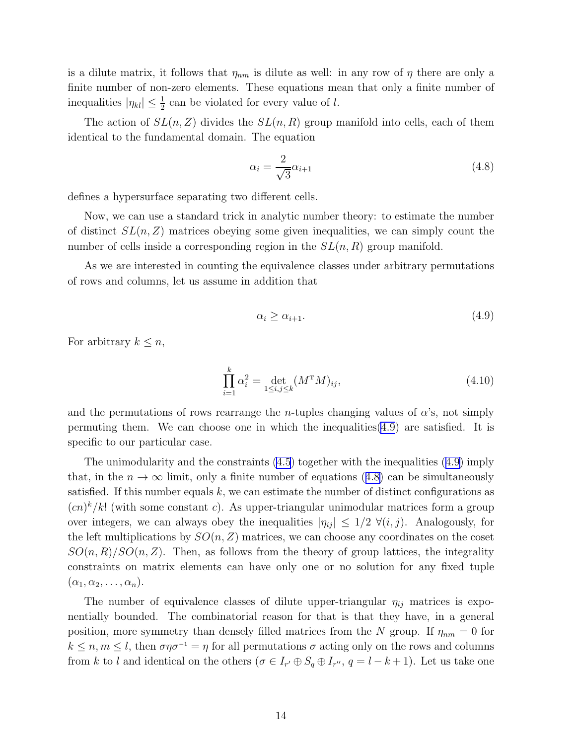is a dilute matrix, it follows that $\eta_{nm}$ is dilute as well: in any row of $\eta$ there are only a finite number of non-zero elements. These equations mean that only a finite number of inequalities $|\eta_{kl}| \leq \frac{1}{2}$ can be violated for every value of $l$.

The action of $SL(n, Z)$ divides the $SL(n, R)$ group manifold into cells, each of them identical to the fundamental domain. The equation

$$\alpha_i = \frac{2}{\sqrt{3}} \alpha_{i+1} \tag{4.8}$$

defines a hypersurface separating two different cells.

Now, we can use a standard trick in analytic number theory: to estimate the number of distinct $SL(n, Z)$ matrices obeying some given inequalities, we can simply count the number of cells inside a corresponding region in the $SL(n, R)$ group manifold.

As we are interested in counting the equivalence classes under arbitrary permutations of rows and columns, let us assume in addition that

$$\alpha_i \geq \alpha_{i+1}. \tag{4.9}$$

For arbitrary $k \leq n$,

$$\prod_{i=1}^{k} \alpha_i^2 = \det_{1 \leq i,j \leq k} (M^{\mathrm{T}} M)_{ij}, \tag{4.10}$$

and the permutations of rows rearrange the $n$-tuples changing values of $\alpha$'s, not simply permuting them. We can choose one in which the inequalities(4.9) are satisfied. It is specific to our particular case.

The unimodularity and the constraints (4.5) together with the inequalities (4.9) imply that, in the $n \to \infty$ limit, only a finite number of equations (4.8) can be simultaneously satisfied. If this number equals $k$, we can estimate the number of distinct configurations as $(cn)^k/k!$ (with some constant $c$). As upper-triangular unimodular matrices form a group over integers, we can always obey the inequalities $|\eta_{ij}| \leq 1/2 \ \forall (i, j)$. Analogously, for the left multiplications by $SO(n, Z)$ matrices, we can choose any coordinates on the coset $SO(n, R)/SO(n, Z)$. Then, as follows from the theory of group lattices, the integrality constraints on matrix elements can have only one or no solution for any fixed tuple $(\alpha_1, \alpha_2, \ldots, \alpha_n)$.

The number of equivalence classes of dilute upper-triangular $\eta_{ij}$ matrices is exponentially bounded. The combinatorial reason for that is that they have, in a general position, more symmetry than densely filled matrices from the $N$ group. If $\eta_{nm} = 0$ for $k \leq n, m \leq l$, then $\sigma \eta \sigma^{-1} = \eta$ for all permutations $\sigma$ acting only on the rows and columns from $k$ to $l$ and identical on the others ($\sigma \in I_{r'} \oplus S_q \oplus I_{r''}$, $q = l - k + 1$). Let us take one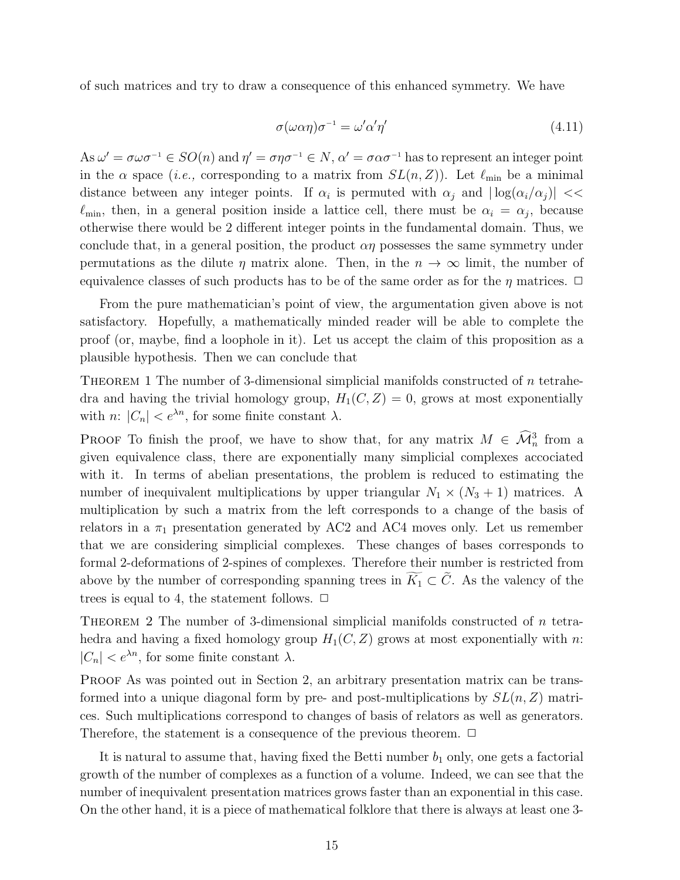of such matrices and try to draw a consequence of this enhanced symmetry. We have

$$\sigma(\omega\alpha\eta)\sigma^{-1} = \omega'\alpha'\eta' \tag{4.11}$$

As $\omega' = \sigma\omega\sigma^{-1} \in SO(n)$ and $\eta' = \sigma\eta\sigma^{-1} \in N$, $\alpha' = \sigma\alpha\sigma^{-1}$ has to represent an integer point in the $\alpha$ space (*i.e.,* corresponding to a matrix from $SL(n, Z)$). Let $\ell_{\min}$ be a minimal distance between any integer points. If $\alpha_i$ is permuted with $\alpha_j$ and $|\log(\alpha_i/\alpha_j)| << \ell_{\min}$, then, in a general position inside a lattice cell, there must be $\alpha_i = \alpha_j$, because otherwise there would be 2 different integer points in the fundamental domain. Thus, we conclude that, in a general position, the product $\alpha\eta$ possesses the same symmetry under permutations as the dilute $\eta$ matrix alone. Then, in the $n \to \infty$ limit, the number of equivalence classes of such products has to be of the same order as for the $\eta$ matrices. □

From the pure mathematician's point of view, the argumentation given above is not satisfactory. Hopefully, a mathematically minded reader will be able to complete the proof (or, maybe, find a loophole in it). Let us accept the claim of this proposition as a plausible hypothesis. Then we can conclude that

Theorem 1 The number of 3-dimensional simplicial manifolds constructed of $n$ tetrahedra and having the trivial homology group, $H_1(C, Z) = 0$, grows at most exponentially with $n$: $|C_n| < e^{\lambda n}$, for some finite constant $\lambda$.

Proof To finish the proof, we have to show that, for any matrix $M \in \widehat{\mathcal{M}}^3_n$ from a given equivalence class, there are exponentially many simplicial complexes accociated with it. In terms of abelian presentations, the problem is reduced to estimating the number of inequivalent multiplications by upper triangular $N_1 \times (N_3 + 1)$ matrices. A multiplication by such a matrix from the left corresponds to a change of the basis of relators in a $\pi_1$ presentation generated by AC2 and AC4 moves only. Let us remember that we are considering simplicial complexes. These changes of bases corresponds to formal 2-deformations of 2-spines of complexes. Therefore their number is restricted from above by the number of corresponding spanning trees in $\widetilde{K_1} \subset \widetilde{C}$. As the valency of the trees is equal to 4, the statement follows. □

Theorem 2 The number of 3-dimensional simplicial manifolds constructed of $n$ tetrahedra and having a fixed homology group $H_1(C, Z)$ grows at most exponentially with $n$: $|C_n| < e^{\lambda n}$, for some finite constant $\lambda$.

Proof As was pointed out in Section 2, an arbitrary presentation matrix can be transformed into a unique diagonal form by pre- and post-multiplications by $SL(n, Z)$ matrices. Such multiplications correspond to changes of basis of relators as well as generators. Therefore, the statement is a consequence of the previous theorem. □

It is natural to assume that, having fixed the Betti number $b_1$ only, one gets a factorial growth of the number of complexes as a function of a volume. Indeed, we can see that the number of inequivalent presentation matrices grows faster than an exponential in this case. On the other hand, it is a piece of mathematical folklore that there is always at least one 3-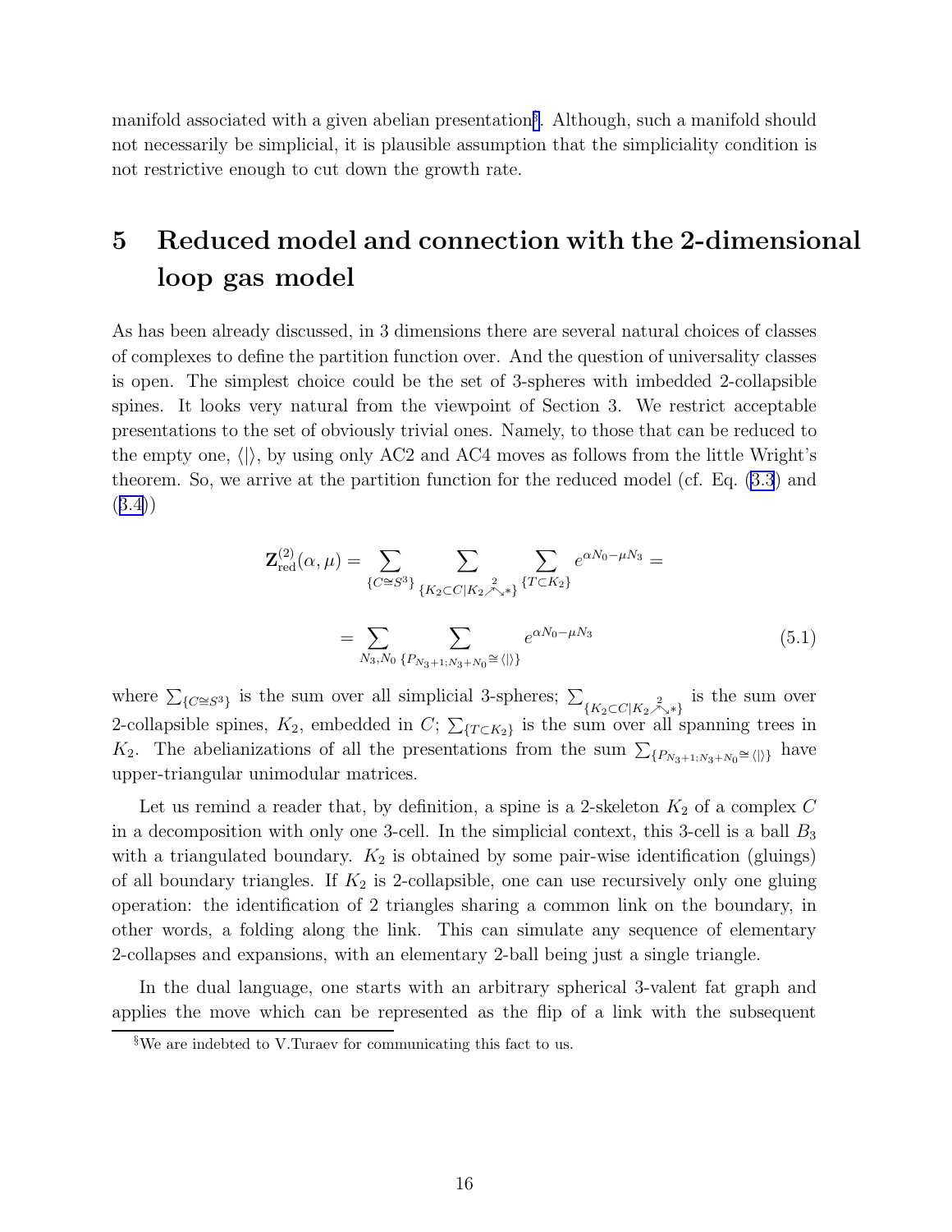manifold associated with a given abelian presentation[§]. Although, such a manifold should not necessarily be simplicial, it is plausible assumption that the simpliciality condition is not restrictive enough to cut down the growth rate.

## 5 Reduced model and connection with the 2-dimensional loop gas model

As has been already discussed, in 3 dimensions there are several natural choices of classes of complexes to define the partition function over. And the question of universality classes is open. The simplest choice could be the set of 3-spheres with imbedded 2-collapsible spines. It looks very natural from the viewpoint of Section 3. We restrict acceptable presentations to the set of obviously trivial ones. Namely, to those that can be reduced to the empty one, $\langle | \rangle$, by using only AC2 and AC4 moves as follows from the little Wright's theorem. So, we arrive at the partition function for the reduced model (cf. Eq. (3.3) and (3.4))

$$
\mathbf{Z}^{(2)}_{\rm red}(\alpha,\mu) = \sum_{\{C\cong S^3\}} \sum_{\{K_2 \subset C | K_2 \overset{2}{\searrow} *\}} \sum_{\{T\subset K_2\}} e^{\alpha N_0 - \mu N_3} =
$$

$$
= \sum_{N_3, N_0} \sum_{\{P_{N_3+1;N_3+N_0} \cong \langle | \rangle\}} e^{\alpha N_0 - \mu N_3} \tag{5.1}
$$

where $\sum_{\{C\cong S^3\}}$ is the sum over all simplicial 3-spheres; $\sum_{\{K_2 \subset C | K_2 \overset{2}{\searrow} *\}}$ is the sum over 2-collapsible spines, $K_2$, embedded in $C$; $\sum_{\{T\subset K_2\}}$ is the sum over all spanning trees in $K_2$. The abelianizations of all the presentations from the sum $\sum_{\{P_{N_3+1;N_3+N_0}\cong\langle | \rangle\}}$ have upper-triangular unimodular matrices.

Let us remind a reader that, by definition, a spine is a 2-skeleton $K_2$ of a complex $C$ in a decomposition with only one 3-cell. In the simplicial context, this 3-cell is a ball $B_3$ with a triangulated boundary. $K_2$ is obtained by some pair-wise identification (gluings) of all boundary triangles. If $K_2$ is 2-collapsible, one can use recursively only one gluing operation: the identification of 2 triangles sharing a common link on the boundary, in other words, a folding along the link. This can simulate any sequence of elementary 2-collapses and expansions, with an elementary 2-ball being just a single triangle.

In the dual language, one starts with an arbitrary spherical 3-valent fat graph and applies the move which can be represented as the flip of a link with the subsequent

[§]We are indebted to V.Turaev for communicating this fact to us.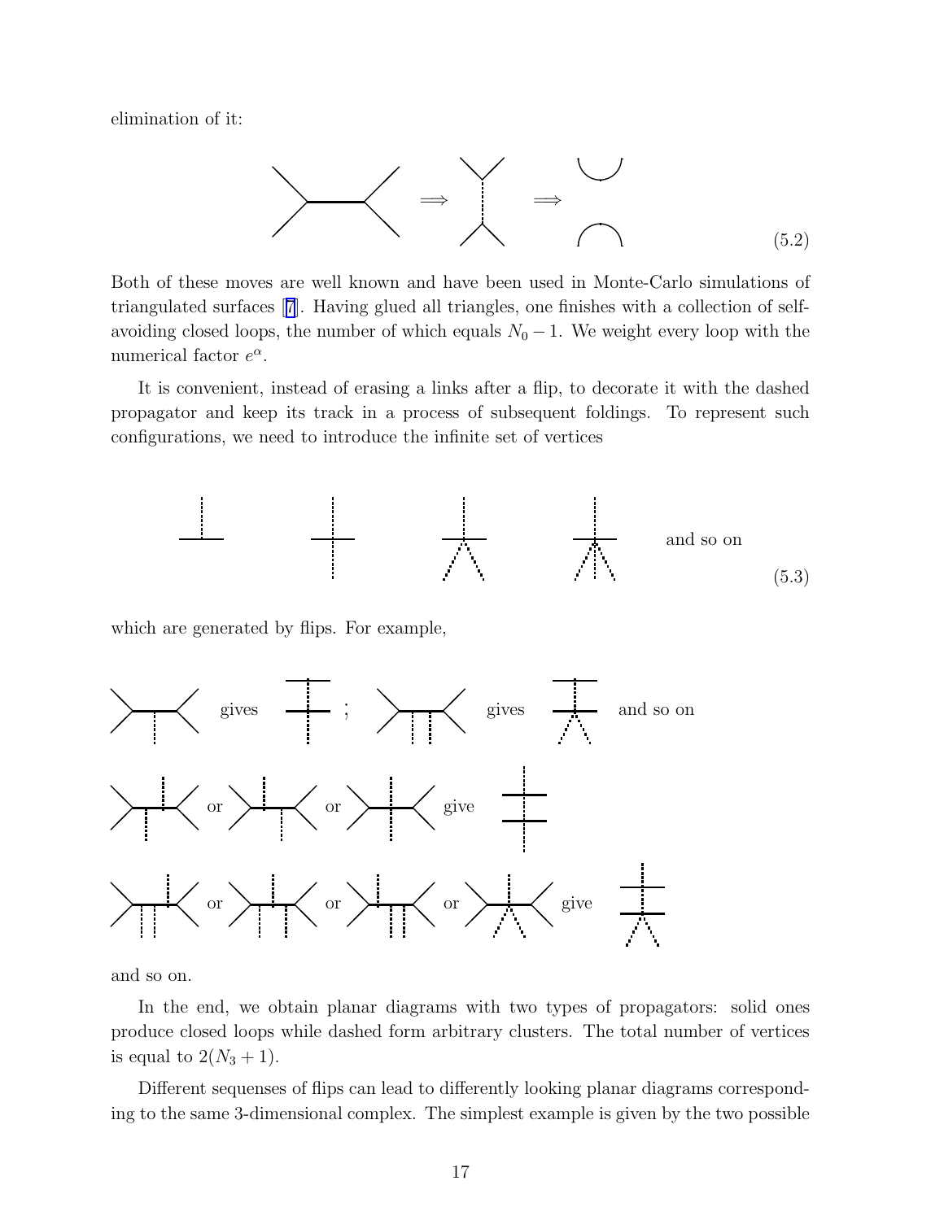elimination of it:

(5.2)

Both of these moves are well known and have been used in Monte-Carlo simulations of triangulated surfaces [7]. Having glued all triangles, one finishes with a collection of self-avoiding closed loops, the number of which equals $N_0 - 1$. We weight every loop with the numerical factor $e^{\alpha}$.

It is convenient, instead of erasing a links after a flip, to decorate it with the dashed propagator and keep its track in a process of subsequent foldings. To represent such configurations, we need to introduce the infinite set of vertices

and so on

(5.3)

which are generated by flips. For example,

gives ; gives and so on

or or give

or or or give

and so on.

In the end, we obtain planar diagrams with two types of propagators: solid ones produce closed loops while dashed form arbitrary clusters. The total number of vertices is equal to $2(N_3 + 1)$.

Different sequenses of flips can lead to differently looking planar diagrams corresponding to the same 3-dimensional complex. The simplest example is given by the two possible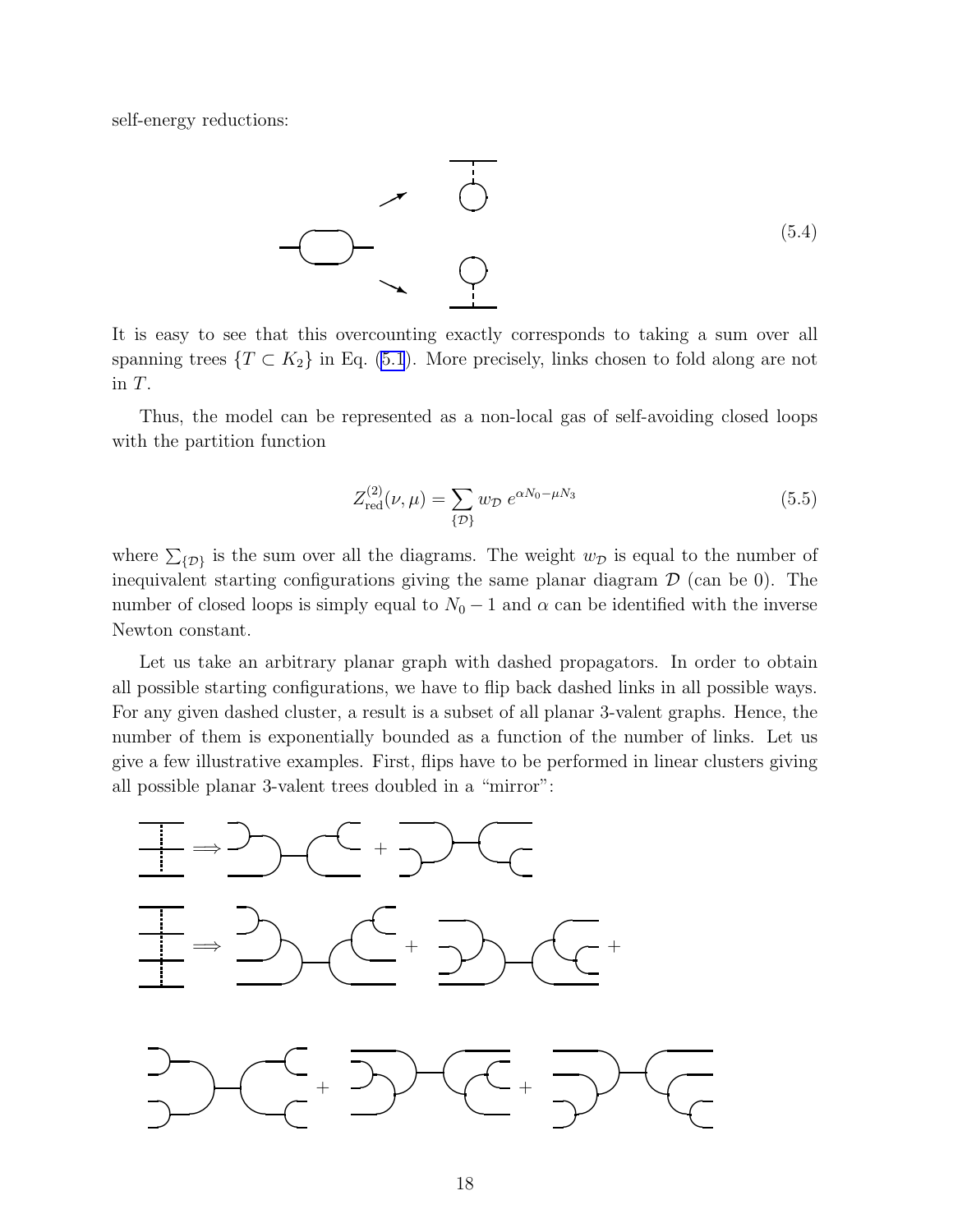self-energy reductions:

$$(5.4)$$

It is easy to see that this overcounting exactly corresponds to taking a sum over all spanning trees $\{T \subset K_2\}$ in Eq. (5.1). More precisely, links chosen to fold along are not in $T$.

Thus, the model can be represented as a non-local gas of self-avoiding closed loops with the partition function

$$Z^{(2)}_{\rm red}(\nu, \mu) = \sum_{\{\mathcal{D}\}} w_{\mathcal{D}} \, e^{\alpha N_0 - \mu N_3} \tag{5.5}$$

where $\sum_{\{\mathcal{D}\}}$ is the sum over all the diagrams. The weight $w_{\mathcal{D}}$ is equal to the number of inequivalent starting configurations giving the same planar diagram $\mathcal{D}$ (can be 0). The number of closed loops is simply equal to $N_0 - 1$ and $\alpha$ can be identified with the inverse Newton constant.

Let us take an arbitrary planar graph with dashed propagators. In order to obtain all possible starting configurations, we have to flip back dashed links in all possible ways. For any given dashed cluster, a result is a subset of all planar 3-valent graphs. Hence, the number of them is exponentially bounded as a function of the number of links. Let us give a few illustrative examples. First, flips have to be performed in linear clusters giving all possible planar 3-valent trees doubled in a "mirror":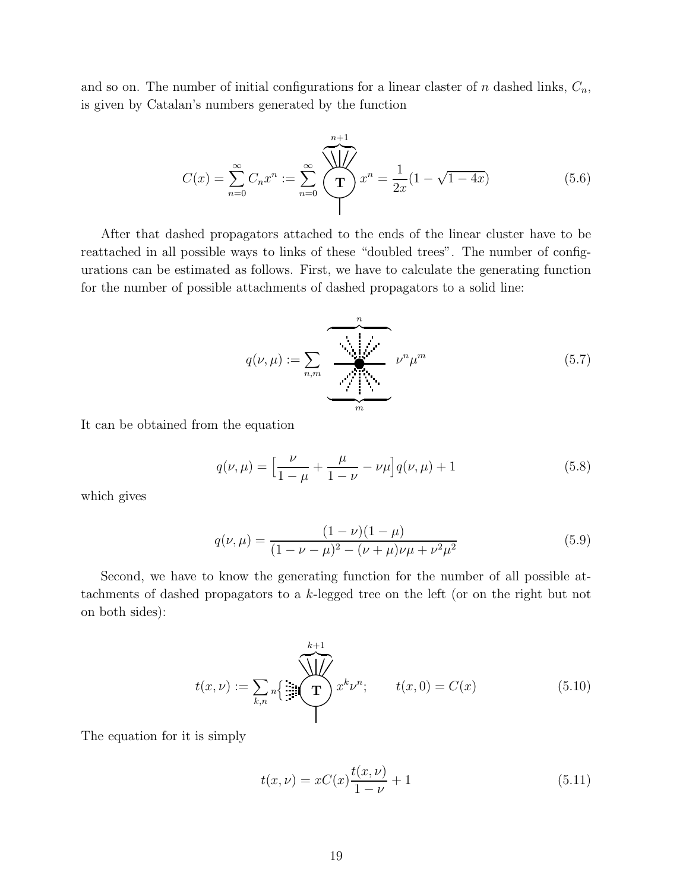and so on. The number of initial configurations for a linear claster of $n$ dashed links, $C_n$, is given by Catalan's numbers generated by the function

$$C(x) = \sum_{n=0}^{\infty} C_n x^n := \sum_{n=0}^{\infty} \overbrace{\text{(T)}}^{n+1} x^n = \frac{1}{2x}(1 - \sqrt{1-4x}) \tag{5.6}$$

After that dashed propagators attached to the ends of the linear cluster have to be reattached in all possible ways to links of these "doubled trees". The number of configurations can be estimated as follows. First, we have to calculate the generating function for the number of possible attachments of dashed propagators to a solid line:

$$q(\nu, \mu) := \sum_{n,m} \overbrace{\underbrace{\quad\bullet\quad}_{m}}^{n} \nu^n \mu^m \tag{5.7}$$

It can be obtained from the equation

$$q(\nu, \mu) = \Big[\frac{\nu}{1-\mu} + \frac{\mu}{1-\nu} - \nu\mu\Big] q(\nu, \mu) + 1 \tag{5.8}$$

which gives

$$q(\nu, \mu) = \frac{(1-\nu)(1-\mu)}{(1-\nu-\mu)^2 - (\nu+\mu)\nu\mu + \nu^2\mu^2} \tag{5.9}$$

Second, we have to know the generating function for the number of all possible attachments of dashed propagators to a $k$-legged tree on the left (or on the right but not on both sides):

$$t(x, \nu) := \sum_{k,n} n\Big\{ \overbrace{\text{(T)}}^{k+1} x^k \nu^n; \qquad t(x, 0) = C(x) \tag{5.10}$$

The equation for it is simply

$$t(x, \nu) = xC(x)\frac{t(x, \nu)}{1-\nu} + 1 \tag{5.11}$$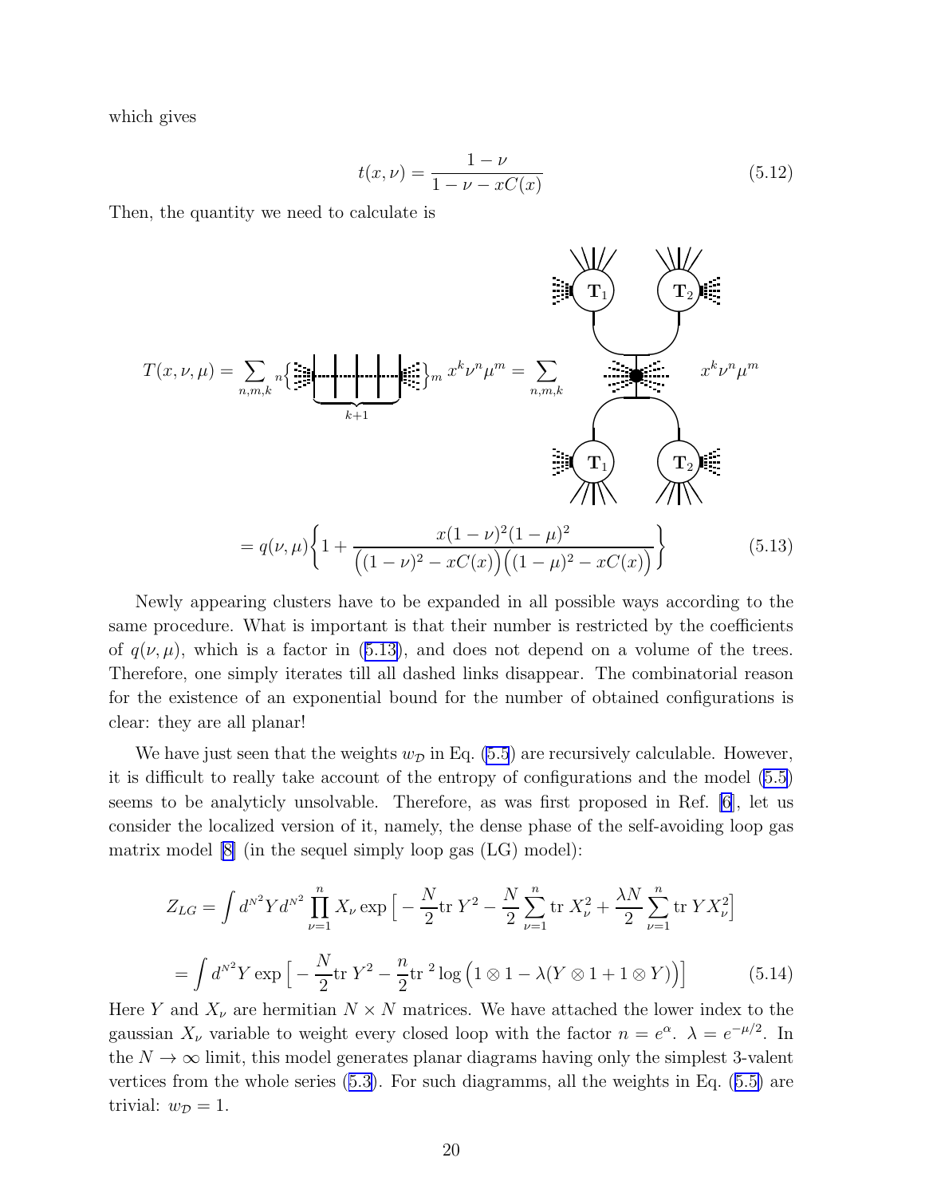which gives

$$t(x,\nu) = \frac{1-\nu}{1-\nu - xC(x)} \tag{5.12}$$

Then, the quantity we need to calculate is

$$T(x,\nu,\mu) = \sum_{n,m,k} {}_n\Big\{\underbrace{\quad\cdots\quad}_{k+1}\Big\}_m \, x^k \nu^n \mu^m = \sum_{n,m,k} \quad x^k \nu^n \mu^m$$

$$= q(\nu,\mu)\Bigg\{1 + \frac{x(1-\nu)^2(1-\mu)^2}{\Big((1-\nu)^2 - xC(x)\Big)\Big((1-\mu)^2 - xC(x)\Big)}\Bigg\} \tag{5.13}$$

Newly appearing clusters have to be expanded in all possible ways according to the same procedure. What is important is that their number is restricted by the coefficients of $q(\nu,\mu)$, which is a factor in (5.13), and does not depend on a volume of the trees. Therefore, one simply iterates till all dashed links disappear. The combinatorial reason for the existence of an exponential bound for the number of obtained configurations is clear: they are all planar!

We have just seen that the weights $w_{\mathcal{D}}$ in Eq. (5.5) are recursively calculable. However, it is difficult to really take account of the entropy of configurations and the model (5.5) seems to be analyticly unsolvable. Therefore, as was first proposed in Ref. [6], let us consider the localized version of it, namely, the dense phase of the self-avoiding loop gas matrix model [8] (in the sequel simply loop gas (LG) model):

$$Z_{LG} = \int d^{N^2}Y d^{N^2} \prod_{\nu=1}^{n} X_\nu \exp\Big[ -\frac{N}{2}\text{tr}\, Y^2 - \frac{N}{2}\sum_{\nu=1}^{n} \text{tr}\, X_\nu^2 + \frac{\lambda N}{2}\sum_{\nu=1}^{n}\text{tr}\, Y X_\nu^2 \Big]$$

$$= \int d^{N^2}Y \exp\Big[ -\frac{N}{2}\text{tr}\, Y^2 - \frac{n}{2}\text{tr}^{\,2} \log\Big(1\otimes 1 - \lambda(Y\otimes 1 + 1\otimes Y)\Big)\Big] \tag{5.14}$$

Here $Y$ and $X_\nu$ are hermitian $N\times N$ matrices. We have attached the lower index to the gaussian $X_\nu$ variable to weight every closed loop with the factor $n = e^{\alpha}$. $\lambda = e^{-\mu/2}$. In the $N\to\infty$ limit, this model generates planar diagrams having only the simplest 3-valent vertices from the whole series (5.3). For such diagramms, all the weights in Eq. (5.5) are trivial: $w_{\mathcal{D}} = 1$.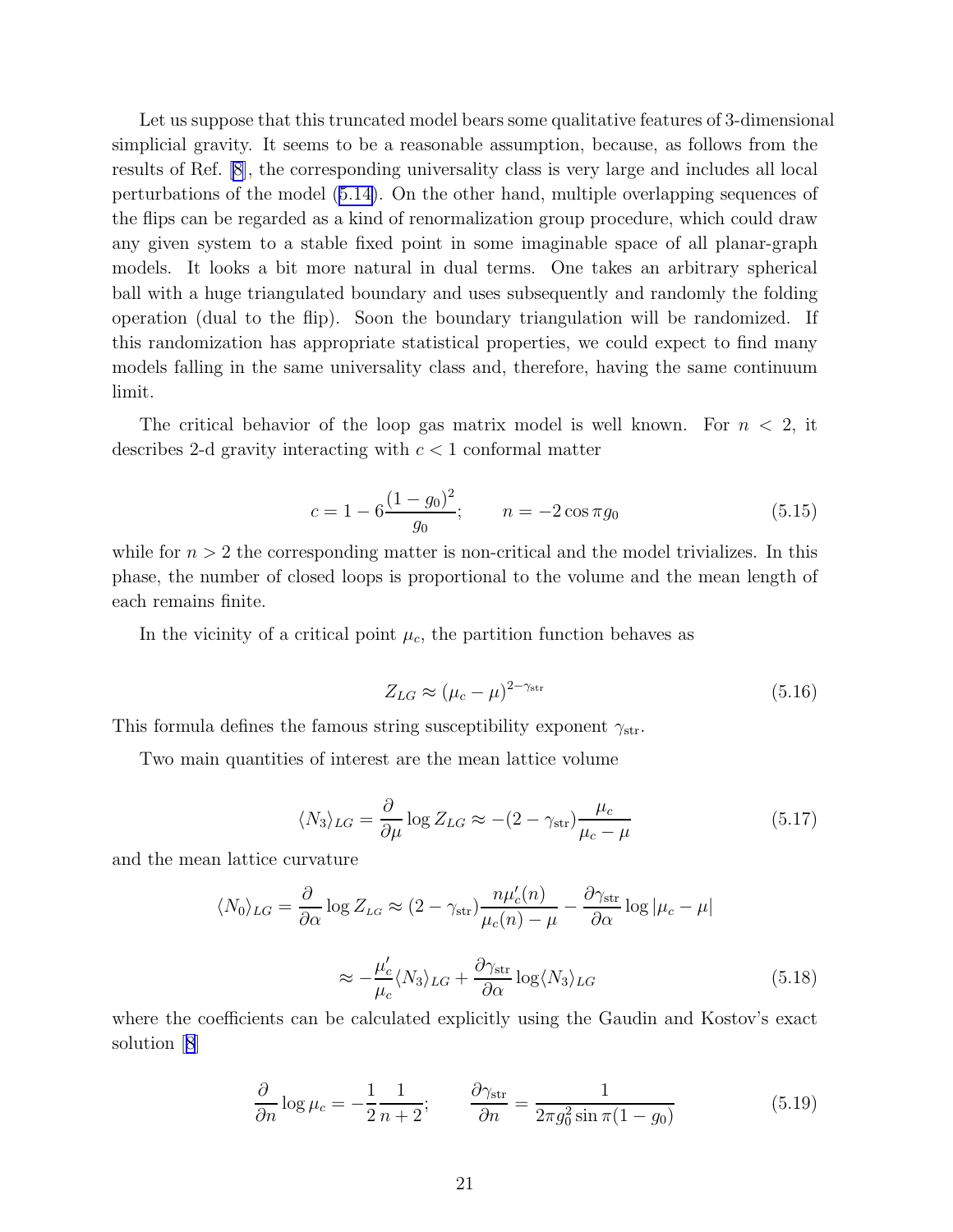Let us suppose that this truncated model bears some qualitative features of 3-dimensional simplicial gravity. It seems to be a reasonable assumption, because, as follows from the results of Ref. [8], the corresponding universality class is very large and includes all local perturbations of the model (5.14). On the other hand, multiple overlapping sequences of the flips can be regarded as a kind of renormalization group procedure, which could draw any given system to a stable fixed point in some imaginable space of all planar-graph models. It looks a bit more natural in dual terms. One takes an arbitrary spherical ball with a huge triangulated boundary and uses subsequently and randomly the folding operation (dual to the flip). Soon the boundary triangulation will be randomized. If this randomization has appropriate statistical properties, we could expect to find many models falling in the same universality class and, therefore, having the same continuum limit.

The critical behavior of the loop gas matrix model is well known. For $n < 2$, it describes 2-d gravity interacting with $c < 1$ conformal matter

$$c = 1 - 6\frac{(1-g_0)^2}{g_0}; \qquad n = -2\cos \pi g_0 \tag{5.15}$$

while for $n > 2$ the corresponding matter is non-critical and the model trivializes. In this phase, the number of closed loops is proportional to the volume and the mean length of each remains finite.

In the vicinity of a critical point $\mu_c$, the partition function behaves as

$$Z_{LG} \approx (\mu_c - \mu)^{2-\gamma_{\rm str}} \tag{5.16}$$

This formula defines the famous string susceptibility exponent $\gamma_{\rm str}$.

Two main quantities of interest are the mean lattice volume

$$\langle N_3 \rangle_{LG} = \frac{\partial}{\partial \mu} \log Z_{LG} \approx -(2-\gamma_{\rm str})\frac{\mu_c}{\mu_c - \mu} \tag{5.17}$$

and the mean lattice curvature

$$\langle N_0 \rangle_{LG} = \frac{\partial}{\partial \alpha} \log Z_{LG} \approx (2-\gamma_{\rm str})\frac{n\mu_c'(n)}{\mu_c(n) - \mu} - \frac{\partial \gamma_{\rm str}}{\partial \alpha} \log |\mu_c - \mu|$$

$$\approx -\frac{\mu_c'}{\mu_c}\langle N_3 \rangle_{LG} + \frac{\partial \gamma_{\rm str}}{\partial \alpha} \log \langle N_3 \rangle_{LG} \tag{5.18}$$

where the coefficients can be calculated explicitly using the Gaudin and Kostov's exact solution [8]

$$\frac{\partial}{\partial n} \log \mu_c = -\frac{1}{2}\frac{1}{n+2}; \qquad \frac{\partial \gamma_{\rm str}}{\partial n} = \frac{1}{2\pi g_0^2 \sin \pi(1-g_0)} \tag{5.19}$$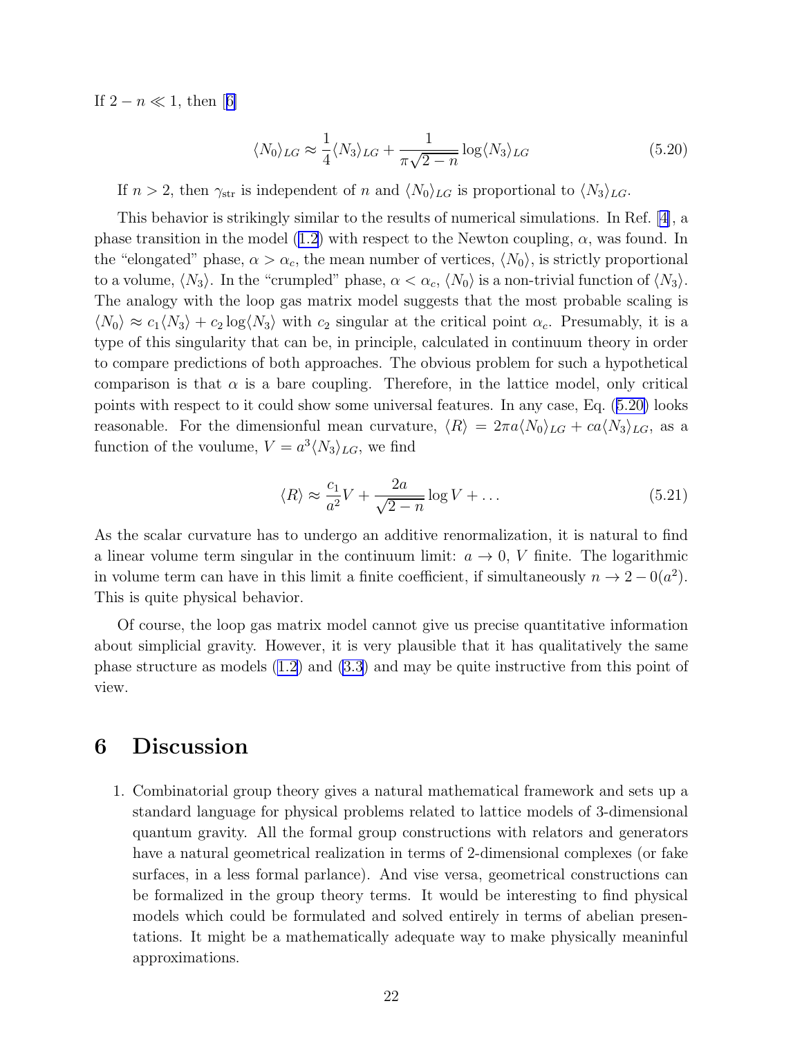If $2 - n \ll 1$, then [6]

$$\langle N_0 \rangle_{LG} \approx \frac{1}{4} \langle N_3 \rangle_{LG} + \frac{1}{\pi\sqrt{2-n}} \log \langle N_3 \rangle_{LG} \tag{5.20}$$

If $n > 2$, then $\gamma_{\rm str}$ is independent of $n$ and $\langle N_0 \rangle_{LG}$ is proportional to $\langle N_3 \rangle_{LG}$.

This behavior is strikingly similar to the results of numerical simulations. In Ref. [4], a phase transition in the model (1.2) with respect to the Newton coupling, $\alpha$, was found. In the "elongated" phase, $\alpha > \alpha_c$, the mean number of vertices, $\langle N_0 \rangle$, is strictly proportional to a volume, $\langle N_3 \rangle$. In the "crumpled" phase, $\alpha < \alpha_c$, $\langle N_0 \rangle$ is a non-trivial function of $\langle N_3 \rangle$. The analogy with the loop gas matrix model suggests that the most probable scaling is $\langle N_0 \rangle \approx c_1 \langle N_3 \rangle + c_2 \log \langle N_3 \rangle$ with $c_2$ singular at the critical point $\alpha_c$. Presumably, it is a type of this singularity that can be, in principle, calculated in continuum theory in order to compare predictions of both approaches. The obvious problem for such a hypothetical comparison is that $\alpha$ is a bare coupling. Therefore, in the lattice model, only critical points with respect to it could show some universal features. In any case, Eq. (5.20) looks reasonable. For the dimensionful mean curvature, $\langle R \rangle = 2\pi a \langle N_0 \rangle_{LG} + ca \langle N_3 \rangle_{LG}$, as a function of the voulume, $V = a^3 \langle N_3 \rangle_{LG}$, we find

$$\langle R \rangle \approx \frac{c_1}{a^2} V + \frac{2a}{\sqrt{2-n}} \log V + \ldots \tag{5.21}$$

As the scalar curvature has to undergo an additive renormalization, it is natural to find a linear volume term singular in the continuum limit: $a \to 0$, $V$ finite. The logarithmic in volume term can have in this limit a finite coefficient, if simultaneously $n \to 2 - 0(a^2)$. This is quite physical behavior.

Of course, the loop gas matrix model cannot give us precise quantitative information about simplicial gravity. However, it is very plausible that it has qualitatively the same phase structure as models (1.2) and (3.3) and may be quite instructive from this point of view.

# 6 Discussion

1. Combinatorial group theory gives a natural mathematical framework and sets up a standard language for physical problems related to lattice models of 3-dimensional quantum gravity. All the formal group constructions with relators and generators have a natural geometrical realization in terms of 2-dimensional complexes (or fake surfaces, in a less formal parlance). And vise versa, geometrical constructions can be formalized in the group theory terms. It would be interesting to find physical models which could be formulated and solved entirely in terms of abelian presentations. It might be a mathematically adequate way to make physically meaninful approximations.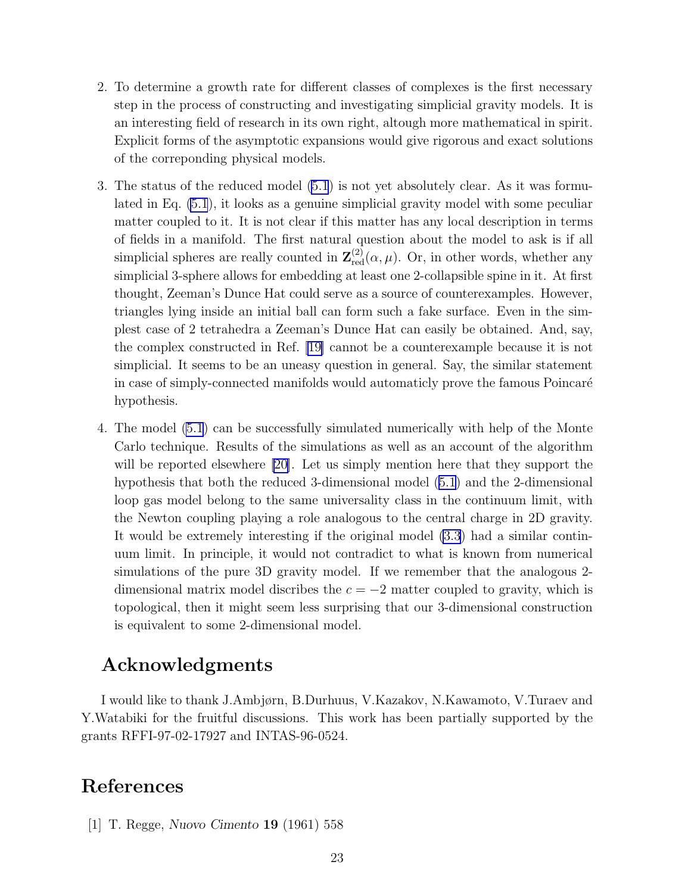2. To determine a growth rate for different classes of complexes is the first necessary step in the process of constructing and investigating simplicial gravity models. It is an interesting field of research in its own right, altough more mathematical in spirit. Explicit forms of the asymptotic expansions would give rigorous and exact solutions of the correponding physical models.

3. The status of the reduced model (5.1) is not yet absolutely clear. As it was formulated in Eq. (5.1), it looks as a genuine simplicial gravity model with some peculiar matter coupled to it. It is not clear if this matter has any local description in terms of fields in a manifold. The first natural question about the model to ask is if all simplicial spheres are really counted in $\mathbf{Z}^{(2)}_{\rm red}(\alpha,\mu)$. Or, in other words, whether any simplicial 3-sphere allows for embedding at least one 2-collapsible spine in it. At first thought, Zeeman's Dunce Hat could serve as a source of counterexamples. However, triangles lying inside an initial ball can form such a fake surface. Even in the simplest case of 2 tetrahedra a Zeeman's Dunce Hat can easily be obtained. And, say, the complex constructed in Ref. [19] cannot be a counterexample because it is not simplicial. It seems to be an uneasy question in general. Say, the similar statement in case of simply-connected manifolds would automaticly prove the famous Poincaré hypothesis.

4. The model (5.1) can be successfully simulated numerically with help of the Monte Carlo technique. Results of the simulations as well as an account of the algorithm will be reported elsewhere [20]. Let us simply mention here that they support the hypothesis that both the reduced 3-dimensional model (5.1) and the 2-dimensional loop gas model belong to the same universality class in the continuum limit, with the Newton coupling playing a role analogous to the central charge in 2D gravity. It would be extremely interesting if the original model (3.3) had a similar continuum limit. In principle, it would not contradict to what is known from numerical simulations of the pure 3D gravity model. If we remember that the analogous 2-dimensional matrix model discribes the $c = -2$ matter coupled to gravity, which is topological, then it might seem less surprising that our 3-dimensional construction is equivalent to some 2-dimensional model.

## Acknowledgments

I would like to thank J.Ambjørn, B.Durhuus, V.Kazakov, N.Kawamoto, V.Turaev and Y.Watabiki for the fruitful discussions. This work has been partially supported by the grants RFFI-97-02-17927 and INTAS-96-0524.

# References

[1] T. Regge, *Nuovo Cimento* **19** (1961) 558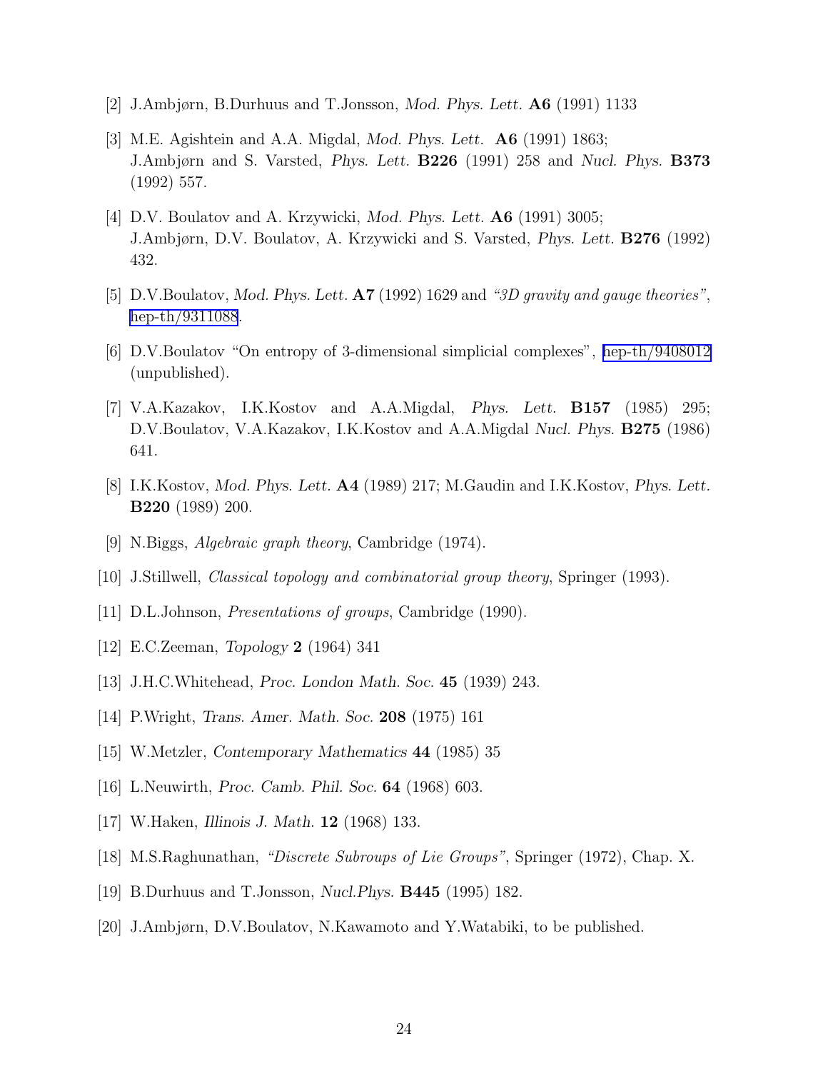[2] J.Ambjørn, B.Durhuus and T.Jonsson, *Mod. Phys. Lett.* **A6** (1991) 1133

[3] M.E. Agishtein and A.A. Migdal, *Mod. Phys. Lett.* **A6** (1991) 1863; J.Ambjørn and S. Varsted, *Phys. Lett.* **B226** (1991) 258 and *Nucl. Phys.* **B373** (1992) 557.

[4] D.V. Boulatov and A. Krzywicki, *Mod. Phys. Lett.* **A6** (1991) 3005; J.Ambjørn, D.V. Boulatov, A. Krzywicki and S. Varsted, *Phys. Lett.* **B276** (1992) 432.

[5] D.V.Boulatov, *Mod. Phys. Lett.* **A7** (1992) 1629 and *"3D gravity and gauge theories"*, hep-th/9311088.

[6] D.V.Boulatov "On entropy of 3-dimensional simplicial complexes", hep-th/9408012 (unpublished).

[7] V.A.Kazakov, I.K.Kostov and A.A.Migdal, *Phys. Lett.* **B157** (1985) 295; D.V.Boulatov, V.A.Kazakov, I.K.Kostov and A.A.Migdal *Nucl. Phys.* **B275** (1986) 641.

[8] I.K.Kostov, *Mod. Phys. Lett.* **A4** (1989) 217; M.Gaudin and I.K.Kostov, *Phys. Lett.* **B220** (1989) 200.

[9] N.Biggs, *Algebraic graph theory*, Cambridge (1974).

[10] J.Stillwell, *Classical topology and combinatorial group theory*, Springer (1993).

[11] D.L.Johnson, *Presentations of groups*, Cambridge (1990).

[12] E.C.Zeeman, *Topology* **2** (1964) 341

[13] J.H.C.Whitehead, *Proc. London Math. Soc.* **45** (1939) 243.

[14] P.Wright, *Trans. Amer. Math. Soc.* **208** (1975) 161

[15] W.Metzler, *Contemporary Mathematics* **44** (1985) 35

[16] L.Neuwirth, *Proc. Camb. Phil. Soc.* **64** (1968) 603.

[17] W.Haken, *Illinois J. Math.* **12** (1968) 133.

[18] M.S.Raghunathan, *"Discrete Subroups of Lie Groups"*, Springer (1972), Chap. X.

[19] B.Durhuus and T.Jonsson, *Nucl.Phys.* **B445** (1995) 182.

[20] J.Ambjørn, D.V.Boulatov, N.Kawamoto and Y.Watabiki, to be published.